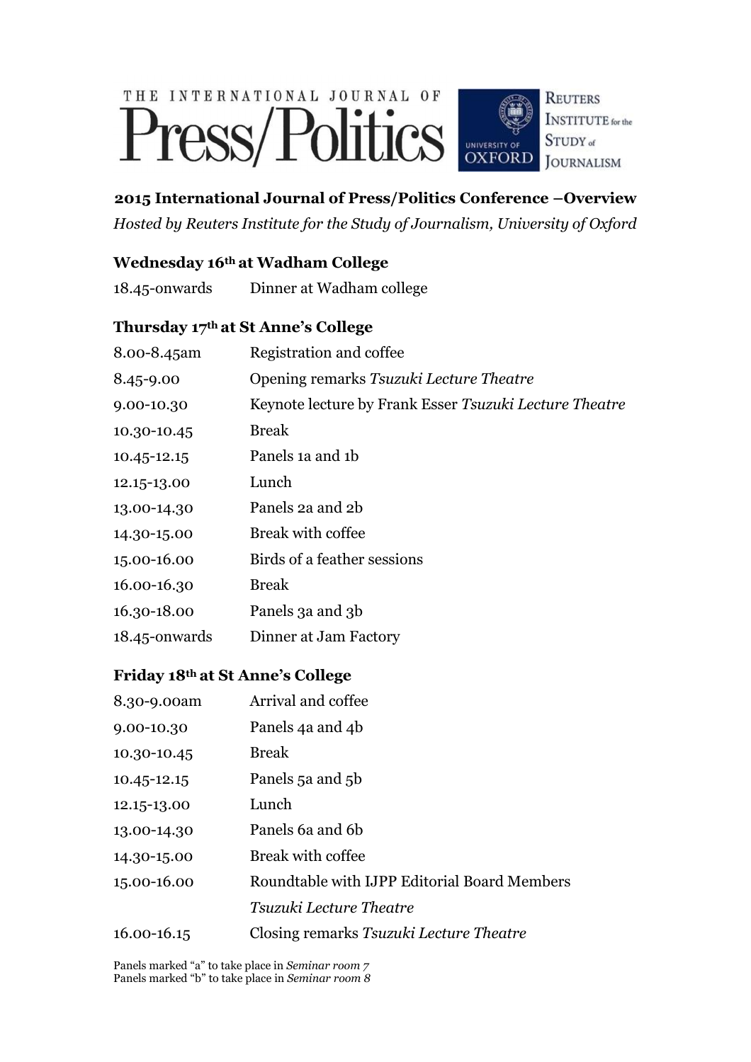THE INTERNATIONAL JOURNAL OF Press/Politics

UNIVERSITY OF OXFORD — REUTERS INSTITUTE for the STUDY of JOURNALISM

## 2015 International Journal of Press/Politics Conference –Overview

*Hosted by Reuters Institute for the Study of Journalism, University of Oxford*

### Wednesday 16th at Wadham College

| | |
|---|---|
| 18.45-onwards | Dinner at Wadham college |

### Thursday 17th at St Anne's College

| | |
|---|---|
| 8.00-8.45am | Registration and coffee |
| 8.45-9.00 | Opening remarks *Tsuzuki Lecture Theatre* |
| 9.00-10.30 | Keynote lecture by Frank Esser *Tsuzuki Lecture Theatre* |
| 10.30-10.45 | Break |
| 10.45-12.15 | Panels 1a and 1b |
| 12.15-13.00 | Lunch |
| 13.00-14.30 | Panels 2a and 2b |
| 14.30-15.00 | Break with coffee |
| 15.00-16.00 | Birds of a feather sessions |
| 16.00-16.30 | Break |
| 16.30-18.00 | Panels 3a and 3b |
| 18.45-onwards | Dinner at Jam Factory |

### Friday 18th at St Anne's College

| | |
|---|---|
| 8.30-9.00am | Arrival and coffee |
| 9.00-10.30 | Panels 4a and 4b |
| 10.30-10.45 | Break |
| 10.45-12.15 | Panels 5a and 5b |
| 12.15-13.00 | Lunch |
| 13.00-14.30 | Panels 6a and 6b |
| 14.30-15.00 | Break with coffee |
| 15.00-16.00 | Roundtable with IJPP Editorial Board Members *Tsuzuki Lecture Theatre* |
| 16.00-16.15 | Closing remarks *Tsuzuki Lecture Theatre* |

Panels marked "a" to take place in *Seminar room 7*
Panels marked "b" to take place in *Seminar room 8*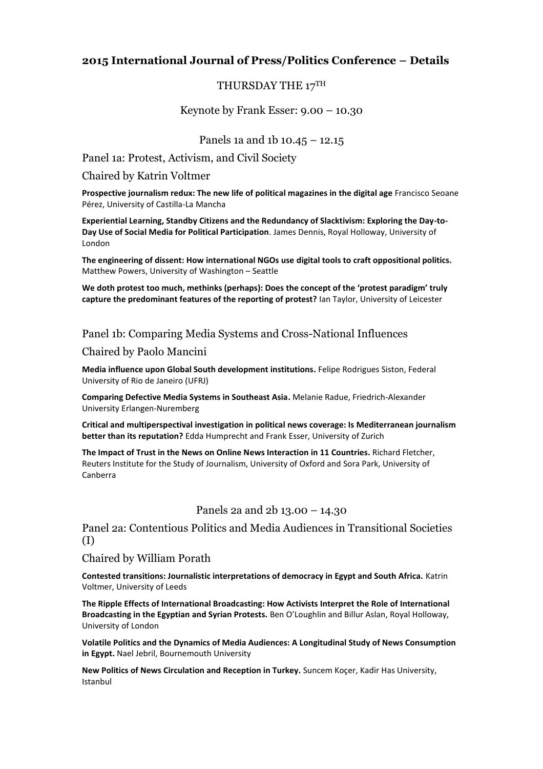## 2015 International Journal of Press/Politics Conference – Details

THURSDAY THE 17TH

Keynote by Frank Esser: 9.00 – 10.30

Panels 1a and 1b 10.45 – 12.15

### Panel 1a: Protest, Activism, and Civil Society

Chaired by Katrin Voltmer

**Prospective journalism redux: The new life of political magazines in the digital age** Francisco Seoane Pérez, University of Castilla-La Mancha

**Experiential Learning, Standby Citizens and the Redundancy of Slacktivism: Exploring the Day-to-Day Use of Social Media for Political Participation**. James Dennis, Royal Holloway, University of London

**The engineering of dissent: How international NGOs use digital tools to craft oppositional politics.** Matthew Powers, University of Washington – Seattle

**We doth protest too much, methinks (perhaps): Does the concept of the 'protest paradigm' truly capture the predominant features of the reporting of protest?** Ian Taylor, University of Leicester

### Panel 1b: Comparing Media Systems and Cross-National Influences

Chaired by Paolo Mancini

**Media influence upon Global South development institutions.** Felipe Rodrigues Siston, Federal University of Rio de Janeiro (UFRJ)

**Comparing Defective Media Systems in Southeast Asia.** Melanie Radue, Friedrich-Alexander University Erlangen-Nuremberg

**Critical and multiperspectival investigation in political news coverage: Is Mediterranean journalism better than its reputation?** Edda Humprecht and Frank Esser, University of Zurich

**The Impact of Trust in the News on Online News Interaction in 11 Countries.** Richard Fletcher, Reuters Institute for the Study of Journalism, University of Oxford and Sora Park, University of Canberra

Panels 2a and 2b 13.00 – 14.30

### Panel 2a: Contentious Politics and Media Audiences in Transitional Societies (I)

Chaired by William Porath

**Contested transitions: Journalistic interpretations of democracy in Egypt and South Africa.** Katrin Voltmer, University of Leeds

**The Ripple Effects of International Broadcasting: How Activists Interpret the Role of International Broadcasting in the Egyptian and Syrian Protests.** Ben O'Loughlin and Billur Aslan, Royal Holloway, University of London

**Volatile Politics and the Dynamics of Media Audiences: A Longitudinal Study of News Consumption in Egypt.** Nael Jebril, Bournemouth University

**New Politics of News Circulation and Reception in Turkey.** Suncem Koçer, Kadir Has University, Istanbul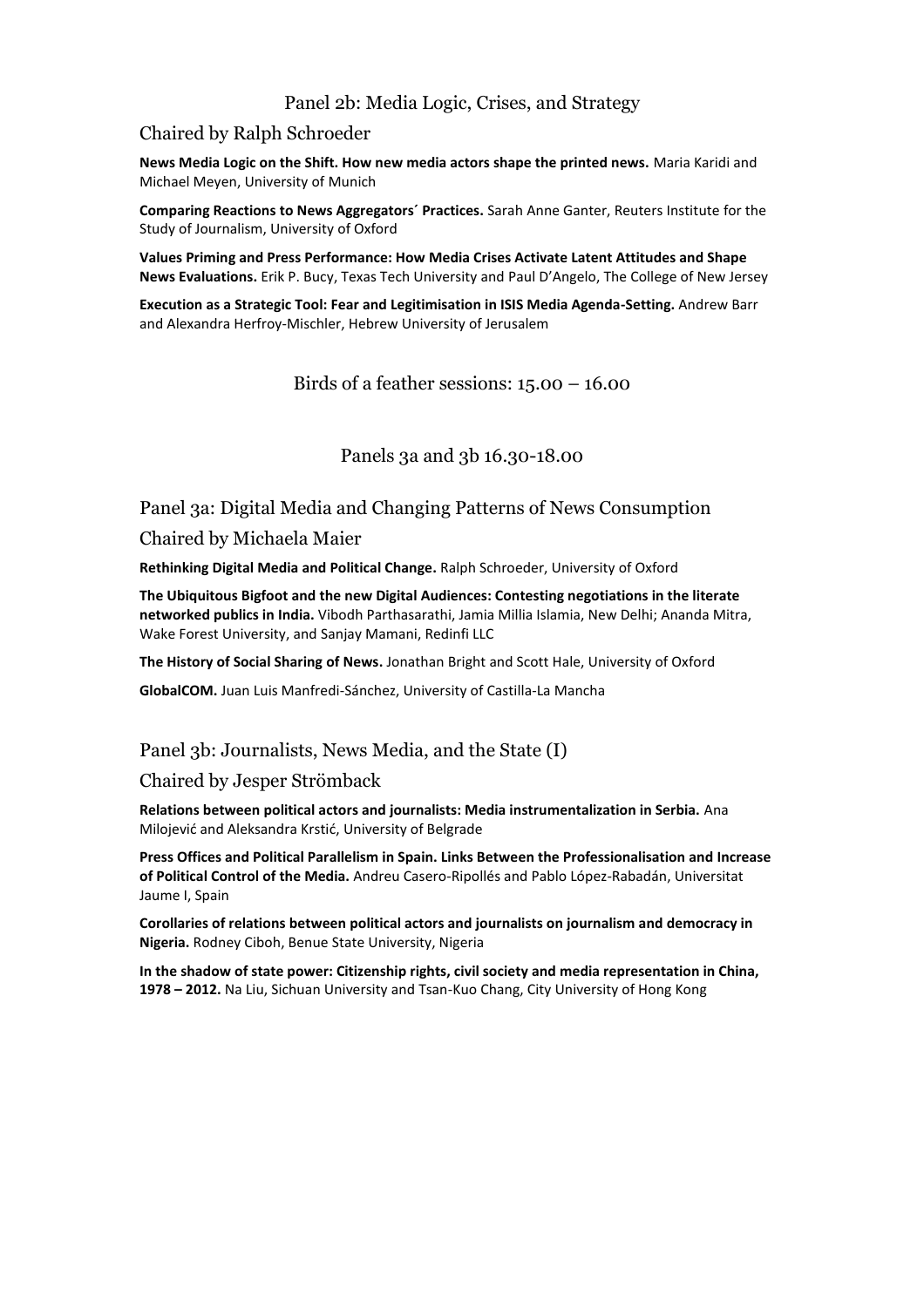## Panel 2b: Media Logic, Crises, and Strategy

### Chaired by Ralph Schroeder

**News Media Logic on the Shift. How new media actors shape the printed news.** Maria Karidi and Michael Meyen, University of Munich

**Comparing Reactions to News Aggregators´ Practices.** Sarah Anne Ganter, Reuters Institute for the Study of Journalism, University of Oxford

**Values Priming and Press Performance: How Media Crises Activate Latent Attitudes and Shape News Evaluations.** Erik P. Bucy, Texas Tech University and Paul D'Angelo, The College of New Jersey

**Execution as a Strategic Tool: Fear and Legitimisation in ISIS Media Agenda-Setting.** Andrew Barr and Alexandra Herfroy-Mischler, Hebrew University of Jerusalem

## Birds of a feather sessions: 15.00 – 16.00

## Panels 3a and 3b 16.30-18.00

## Panel 3a: Digital Media and Changing Patterns of News Consumption

### Chaired by Michaela Maier

**Rethinking Digital Media and Political Change.** Ralph Schroeder, University of Oxford

**The Ubiquitous Bigfoot and the new Digital Audiences: Contesting negotiations in the literate networked publics in India.** Vibodh Parthasarathi, Jamia Millia Islamia, New Delhi; Ananda Mitra, Wake Forest University, and Sanjay Mamani, Redinfi LLC

**The History of Social Sharing of News.** Jonathan Bright and Scott Hale, University of Oxford

**GlobalCOM.** Juan Luis Manfredi-Sánchez, University of Castilla-La Mancha

## Panel 3b: Journalists, News Media, and the State (I)

### Chaired by Jesper Strömback

**Relations between political actors and journalists: Media instrumentalization in Serbia.** Ana Milojević and Aleksandra Krstić, University of Belgrade

**Press Offices and Political Parallelism in Spain. Links Between the Professionalisation and Increase of Political Control of the Media.** Andreu Casero-Ripollés and Pablo López-Rabadán, Universitat Jaume I, Spain

**Corollaries of relations between political actors and journalists on journalism and democracy in Nigeria.** Rodney Ciboh, Benue State University, Nigeria

**In the shadow of state power: Citizenship rights, civil society and media representation in China, 1978 – 2012.** Na Liu, Sichuan University and Tsan-Kuo Chang, City University of Hong Kong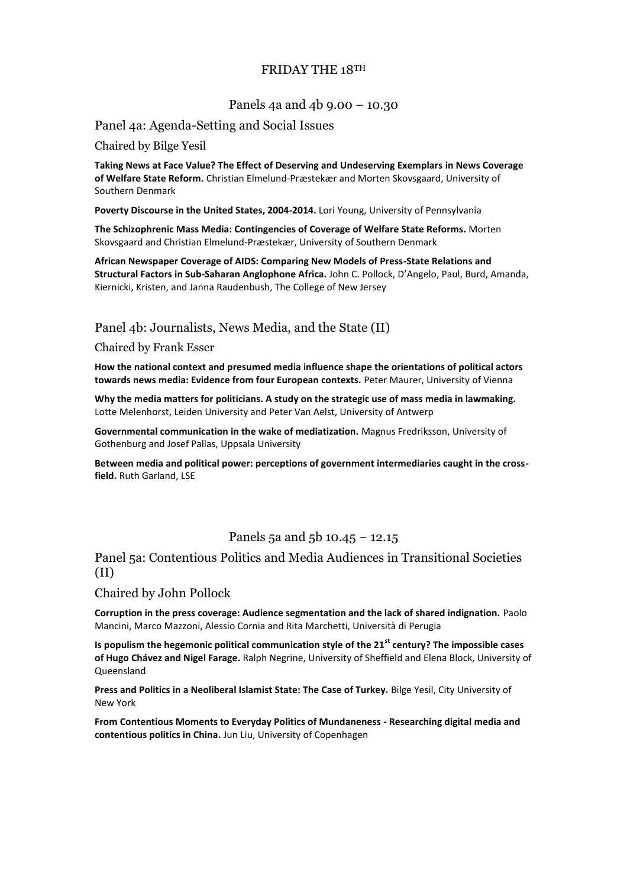# FRIDAY THE 18TH

## Panels 4a and 4b 9.00 – 10.30

### Panel 4a: Agenda-Setting and Social Issues

Chaired by Bilge Yesil

**Taking News at Face Value? The Effect of Deserving and Undeserving Exemplars in News Coverage of Welfare State Reform.** Christian Elmelund-Præstekær and Morten Skovsgaard, University of Southern Denmark

**Poverty Discourse in the United States, 2004-2014.** Lori Young, University of Pennsylvania

**The Schizophrenic Mass Media: Contingencies of Coverage of Welfare State Reforms.** Morten Skovsgaard and Christian Elmelund-Præstekær, University of Southern Denmark

**African Newspaper Coverage of AIDS: Comparing New Models of Press-State Relations and Structural Factors in Sub-Saharan Anglophone Africa.** John C. Pollock, D'Angelo, Paul, Burd, Amanda, Kiernicki, Kristen, and Janna Raudenbush, The College of New Jersey

### Panel 4b: Journalists, News Media, and the State (II)

Chaired by Frank Esser

**How the national context and presumed media influence shape the orientations of political actors towards news media: Evidence from four European contexts.** Peter Maurer, University of Vienna

**Why the media matters for politicians. A study on the strategic use of mass media in lawmaking.** Lotte Melenhorst, Leiden University and Peter Van Aelst, University of Antwerp

**Governmental communication in the wake of mediatization.** Magnus Fredriksson, University of Gothenburg and Josef Pallas, Uppsala University

**Between media and political power: perceptions of government intermediaries caught in the cross-field.** Ruth Garland, LSE

## Panels 5a and 5b 10.45 – 12.15

### Panel 5a: Contentious Politics and Media Audiences in Transitional Societies (II)

Chaired by John Pollock

**Corruption in the press coverage: Audience segmentation and the lack of shared indignation.** Paolo Mancini, Marco Mazzoni, Alessio Cornia and Rita Marchetti, Università di Perugia

**Is populism the hegemonic political communication style of the 21st century? The impossible cases of Hugo Chávez and Nigel Farage.** Ralph Negrine, University of Sheffield and Elena Block, University of Queensland

**Press and Politics in a Neoliberal Islamist State: The Case of Turkey.** Bilge Yesil, City University of New York

**From Contentious Moments to Everyday Politics of Mundaneness - Researching digital media and contentious politics in China.** Jun Liu, University of Copenhagen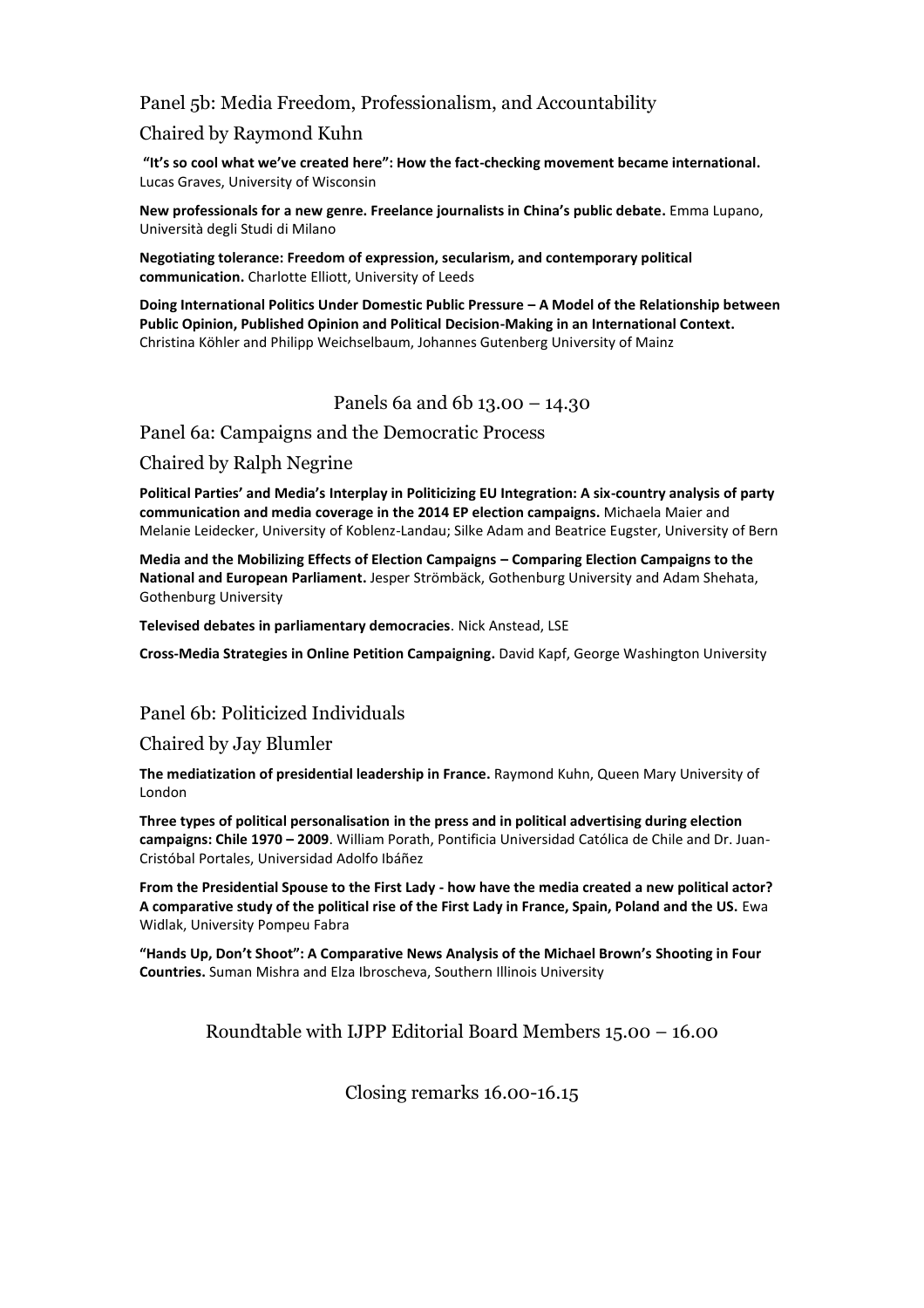## Panel 5b: Media Freedom, Professionalism, and Accountability

## Chaired by Raymond Kuhn

**"It's so cool what we've created here": How the fact-checking movement became international.** Lucas Graves, University of Wisconsin

**New professionals for a new genre. Freelance journalists in China's public debate.** Emma Lupano, Università degli Studi di Milano

**Negotiating tolerance: Freedom of expression, secularism, and contemporary political communication.** Charlotte Elliott, University of Leeds

**Doing International Politics Under Domestic Public Pressure – A Model of the Relationship between Public Opinion, Published Opinion and Political Decision-Making in an International Context.** Christina Köhler and Philipp Weichselbaum, Johannes Gutenberg University of Mainz

# Panels 6a and 6b 13.00 – 14.30

## Panel 6a: Campaigns and the Democratic Process

## Chaired by Ralph Negrine

**Political Parties' and Media's Interplay in Politicizing EU Integration: A six-country analysis of party communication and media coverage in the 2014 EP election campaigns.** Michaela Maier and Melanie Leidecker, University of Koblenz-Landau; Silke Adam and Beatrice Eugster, University of Bern

**Media and the Mobilizing Effects of Election Campaigns – Comparing Election Campaigns to the National and European Parliament.** Jesper Strömbäck, Gothenburg University and Adam Shehata, Gothenburg University

**Televised debates in parliamentary democracies**. Nick Anstead, LSE

**Cross-Media Strategies in Online Petition Campaigning.** David Kapf, George Washington University

## Panel 6b: Politicized Individuals

## Chaired by Jay Blumler

**The mediatization of presidential leadership in France.** Raymond Kuhn, Queen Mary University of London

**Three types of political personalisation in the press and in political advertising during election campaigns: Chile 1970 – 2009**. William Porath, Pontificia Universidad Católica de Chile and Dr. Juan-Cristóbal Portales, Universidad Adolfo Ibáñez

**From the Presidential Spouse to the First Lady - how have the media created a new political actor? A comparative study of the political rise of the First Lady in France, Spain, Poland and the US.** Ewa Widlak, University Pompeu Fabra

**"Hands Up, Don't Shoot": A Comparative News Analysis of the Michael Brown's Shooting in Four Countries.** Suman Mishra and Elza Ibroscheva, Southern Illinois University

# Roundtable with IJPP Editorial Board Members 15.00 – 16.00

# Closing remarks 16.00-16.15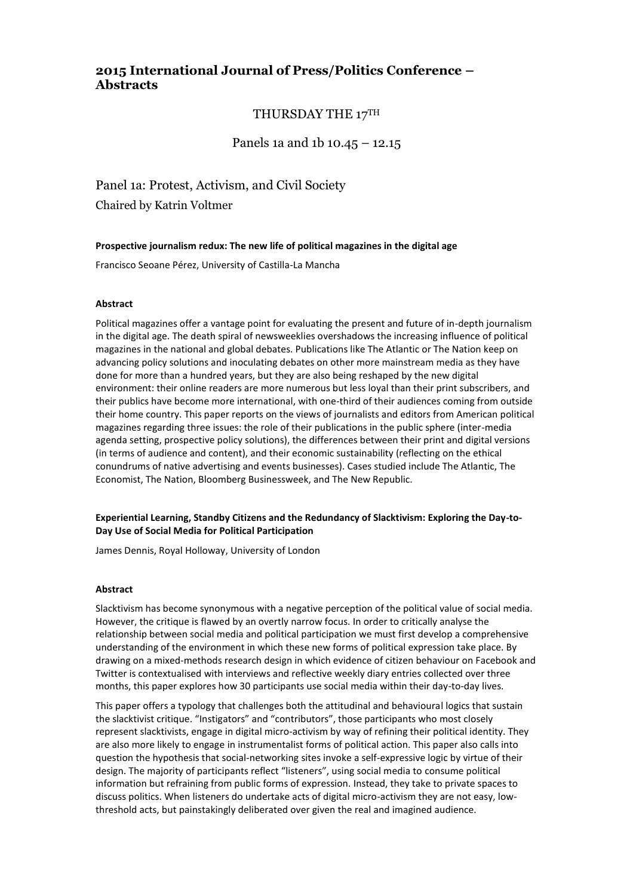# 2015 International Journal of Press/Politics Conference – Abstracts

## THURSDAY THE 17TH

### Panels 1a and 1b 10.45 – 12.15

## Panel 1a: Protest, Activism, and Civil Society

Chaired by Katrin Voltmer

**Prospective journalism redux: The new life of political magazines in the digital age**

Francisco Seoane Pérez, University of Castilla-La Mancha

**Abstract**

Political magazines offer a vantage point for evaluating the present and future of in-depth journalism in the digital age. The death spiral of newsweeklies overshadows the increasing influence of political magazines in the national and global debates. Publications like The Atlantic or The Nation keep on advancing policy solutions and inoculating debates on other more mainstream media as they have done for more than a hundred years, but they are also being reshaped by the new digital environment: their online readers are more numerous but less loyal than their print subscribers, and their publics have become more international, with one-third of their audiences coming from outside their home country. This paper reports on the views of journalists and editors from American political magazines regarding three issues: the role of their publications in the public sphere (inter-media agenda setting, prospective policy solutions), the differences between their print and digital versions (in terms of audience and content), and their economic sustainability (reflecting on the ethical conundrums of native advertising and events businesses). Cases studied include The Atlantic, The Economist, The Nation, Bloomberg Businessweek, and The New Republic.

**Experiential Learning, Standby Citizens and the Redundancy of Slacktivism: Exploring the Day-to-Day Use of Social Media for Political Participation**

James Dennis, Royal Holloway, University of London

**Abstract**

Slacktivism has become synonymous with a negative perception of the political value of social media. However, the critique is flawed by an overtly narrow focus. In order to critically analyse the relationship between social media and political participation we must first develop a comprehensive understanding of the environment in which these new forms of political expression take place. By drawing on a mixed-methods research design in which evidence of citizen behaviour on Facebook and Twitter is contextualised with interviews and reflective weekly diary entries collected over three months, this paper explores how 30 participants use social media within their day-to-day lives.

This paper offers a typology that challenges both the attitudinal and behavioural logics that sustain the slacktivist critique. "Instigators" and "contributors", those participants who most closely represent slacktivists, engage in digital micro-activism by way of refining their political identity. They are also more likely to engage in instrumentalist forms of political action. This paper also calls into question the hypothesis that social-networking sites invoke a self-expressive logic by virtue of their design. The majority of participants reflect "listeners", using social media to consume political information but refraining from public forms of expression. Instead, they take to private spaces to discuss politics. When listeners do undertake acts of digital micro-activism they are not easy, low-threshold acts, but painstakingly deliberated over given the real and imagined audience.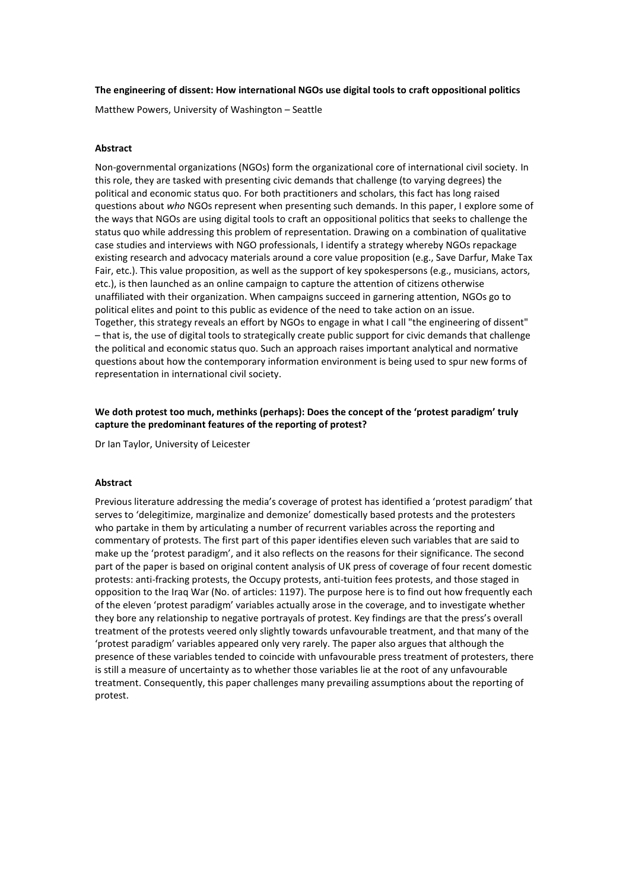**The engineering of dissent: How international NGOs use digital tools to craft oppositional politics**

Matthew Powers, University of Washington – Seattle

**Abstract**

Non-governmental organizations (NGOs) form the organizational core of international civil society. In this role, they are tasked with presenting civic demands that challenge (to varying degrees) the political and economic status quo. For both practitioners and scholars, this fact has long raised questions about *who* NGOs represent when presenting such demands. In this paper, I explore some of the ways that NGOs are using digital tools to craft an oppositional politics that seeks to challenge the status quo while addressing this problem of representation. Drawing on a combination of qualitative case studies and interviews with NGO professionals, I identify a strategy whereby NGOs repackage existing research and advocacy materials around a core value proposition (e.g., Save Darfur, Make Tax Fair, etc.). This value proposition, as well as the support of key spokespersons (e.g., musicians, actors, etc.), is then launched as an online campaign to capture the attention of citizens otherwise unaffiliated with their organization. When campaigns succeed in garnering attention, NGOs go to political elites and point to this public as evidence of the need to take action on an issue. Together, this strategy reveals an effort by NGOs to engage in what I call "the engineering of dissent" – that is, the use of digital tools to strategically create public support for civic demands that challenge the political and economic status quo. Such an approach raises important analytical and normative questions about how the contemporary information environment is being used to spur new forms of representation in international civil society.

**We doth protest too much, methinks (perhaps): Does the concept of the 'protest paradigm' truly capture the predominant features of the reporting of protest?**

Dr Ian Taylor, University of Leicester

**Abstract**

Previous literature addressing the media's coverage of protest has identified a 'protest paradigm' that serves to 'delegitimize, marginalize and demonize' domestically based protests and the protesters who partake in them by articulating a number of recurrent variables across the reporting and commentary of protests. The first part of this paper identifies eleven such variables that are said to make up the 'protest paradigm', and it also reflects on the reasons for their significance. The second part of the paper is based on original content analysis of UK press of coverage of four recent domestic protests: anti-fracking protests, the Occupy protests, anti-tuition fees protests, and those staged in opposition to the Iraq War (No. of articles: 1197). The purpose here is to find out how frequently each of the eleven 'protest paradigm' variables actually arose in the coverage, and to investigate whether they bore any relationship to negative portrayals of protest. Key findings are that the press's overall treatment of the protests veered only slightly towards unfavourable treatment, and that many of the 'protest paradigm' variables appeared only very rarely. The paper also argues that although the presence of these variables tended to coincide with unfavourable press treatment of protesters, there is still a measure of uncertainty as to whether those variables lie at the root of any unfavourable treatment. Consequently, this paper challenges many prevailing assumptions about the reporting of protest.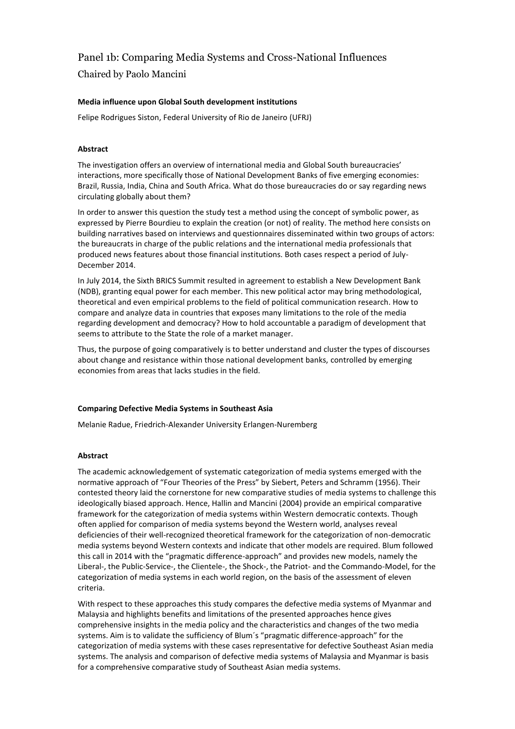# Panel 1b: Comparing Media Systems and Cross-National Influences

## Chaired by Paolo Mancini

**Media influence upon Global South development institutions**

Felipe Rodrigues Siston, Federal University of Rio de Janeiro (UFRJ)

**Abstract**

The investigation offers an overview of international media and Global South bureaucracies' interactions, more specifically those of National Development Banks of five emerging economies: Brazil, Russia, India, China and South Africa. What do those bureaucracies do or say regarding news circulating globally about them?

In order to answer this question the study test a method using the concept of symbolic power, as expressed by Pierre Bourdieu to explain the creation (or not) of reality. The method here consists on building narratives based on interviews and questionnaires disseminated within two groups of actors: the bureaucrats in charge of the public relations and the international media professionals that produced news features about those financial institutions. Both cases respect a period of July-December 2014.

In July 2014, the Sixth BRICS Summit resulted in agreement to establish a New Development Bank (NDB), granting equal power for each member. This new political actor may bring methodological, theoretical and even empirical problems to the field of political communication research. How to compare and analyze data in countries that exposes many limitations to the role of the media regarding development and democracy? How to hold accountable a paradigm of development that seems to attribute to the State the role of a market manager.

Thus, the purpose of going comparatively is to better understand and cluster the types of discourses about change and resistance within those national development banks, controlled by emerging economies from areas that lacks studies in the field.

**Comparing Defective Media Systems in Southeast Asia**

Melanie Radue, Friedrich-Alexander University Erlangen-Nuremberg

**Abstract**

The academic acknowledgement of systematic categorization of media systems emerged with the normative approach of "Four Theories of the Press" by Siebert, Peters and Schramm (1956). Their contested theory laid the cornerstone for new comparative studies of media systems to challenge this ideologically biased approach. Hence, Hallin and Mancini (2004) provide an empirical comparative framework for the categorization of media systems within Western democratic contexts. Though often applied for comparison of media systems beyond the Western world, analyses reveal deficiencies of their well-recognized theoretical framework for the categorization of non-democratic media systems beyond Western contexts and indicate that other models are required. Blum followed this call in 2014 with the "pragmatic difference-approach" and provides new models, namely the Liberal-, the Public-Service-, the Clientele-, the Shock-, the Patriot- and the Commando-Model, for the categorization of media systems in each world region, on the basis of the assessment of eleven criteria.

With respect to these approaches this study compares the defective media systems of Myanmar and Malaysia and highlights benefits and limitations of the presented approaches hence gives comprehensive insights in the media policy and the characteristics and changes of the two media systems. Aim is to validate the sufficiency of Blum´s "pragmatic difference-approach" for the categorization of media systems with these cases representative for defective Southeast Asian media systems. The analysis and comparison of defective media systems of Malaysia and Myanmar is basis for a comprehensive comparative study of Southeast Asian media systems.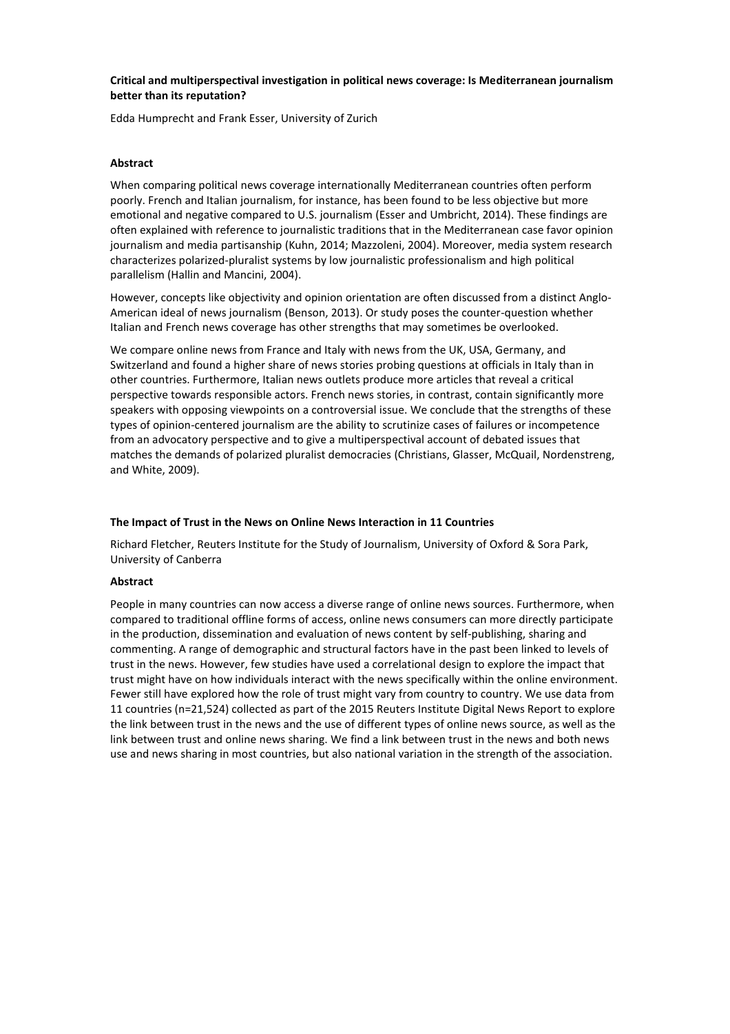**Critical and multiperspectival investigation in political news coverage: Is Mediterranean journalism better than its reputation?**

Edda Humprecht and Frank Esser, University of Zurich

**Abstract**

When comparing political news coverage internationally Mediterranean countries often perform poorly. French and Italian journalism, for instance, has been found to be less objective but more emotional and negative compared to U.S. journalism (Esser and Umbricht, 2014). These findings are often explained with reference to journalistic traditions that in the Mediterranean case favor opinion journalism and media partisanship (Kuhn, 2014; Mazzoleni, 2004). Moreover, media system research characterizes polarized-pluralist systems by low journalistic professionalism and high political parallelism (Hallin and Mancini, 2004).

However, concepts like objectivity and opinion orientation are often discussed from a distinct Anglo-American ideal of news journalism (Benson, 2013). Or study poses the counter-question whether Italian and French news coverage has other strengths that may sometimes be overlooked.

We compare online news from France and Italy with news from the UK, USA, Germany, and Switzerland and found a higher share of news stories probing questions at officials in Italy than in other countries. Furthermore, Italian news outlets produce more articles that reveal a critical perspective towards responsible actors. French news stories, in contrast, contain significantly more speakers with opposing viewpoints on a controversial issue. We conclude that the strengths of these types of opinion-centered journalism are the ability to scrutinize cases of failures or incompetence from an advocatory perspective and to give a multiperspectival account of debated issues that matches the demands of polarized pluralist democracies (Christians, Glasser, McQuail, Nordenstreng, and White, 2009).

**The Impact of Trust in the News on Online News Interaction in 11 Countries**

Richard Fletcher, Reuters Institute for the Study of Journalism, University of Oxford & Sora Park, University of Canberra

**Abstract**

People in many countries can now access a diverse range of online news sources. Furthermore, when compared to traditional offline forms of access, online news consumers can more directly participate in the production, dissemination and evaluation of news content by self-publishing, sharing and commenting. A range of demographic and structural factors have in the past been linked to levels of trust in the news. However, few studies have used a correlational design to explore the impact that trust might have on how individuals interact with the news specifically within the online environment. Fewer still have explored how the role of trust might vary from country to country. We use data from 11 countries (n=21,524) collected as part of the 2015 Reuters Institute Digital News Report to explore the link between trust in the news and the use of different types of online news source, as well as the link between trust and online news sharing. We find a link between trust in the news and both news use and news sharing in most countries, but also national variation in the strength of the association.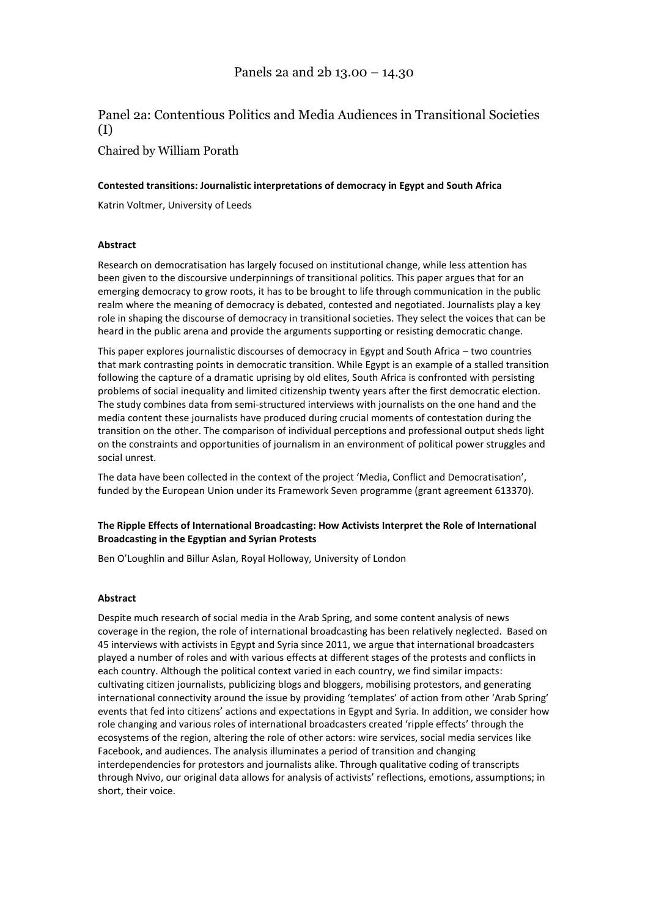# Panels 2a and 2b 13.00 – 14.30

## Panel 2a: Contentious Politics and Media Audiences in Transitional Societies (I)

Chaired by William Porath

**Contested transitions: Journalistic interpretations of democracy in Egypt and South Africa**

Katrin Voltmer, University of Leeds

**Abstract**

Research on democratisation has largely focused on institutional change, while less attention has been given to the discoursive underpinnings of transitional politics. This paper argues that for an emerging democracy to grow roots, it has to be brought to life through communication in the public realm where the meaning of democracy is debated, contested and negotiated. Journalists play a key role in shaping the discourse of democracy in transitional societies. They select the voices that can be heard in the public arena and provide the arguments supporting or resisting democratic change.

This paper explores journalistic discourses of democracy in Egypt and South Africa – two countries that mark contrasting points in democratic transition. While Egypt is an example of a stalled transition following the capture of a dramatic uprising by old elites, South Africa is confronted with persisting problems of social inequality and limited citizenship twenty years after the first democratic election. The study combines data from semi-structured interviews with journalists on the one hand and the media content these journalists have produced during crucial moments of contestation during the transition on the other. The comparison of individual perceptions and professional output sheds light on the constraints and opportunities of journalism in an environment of political power struggles and social unrest.

The data have been collected in the context of the project 'Media, Conflict and Democratisation', funded by the European Union under its Framework Seven programme (grant agreement 613370).

**The Ripple Effects of International Broadcasting: How Activists Interpret the Role of International Broadcasting in the Egyptian and Syrian Protests**

Ben O'Loughlin and Billur Aslan, Royal Holloway, University of London

**Abstract**

Despite much research of social media in the Arab Spring, and some content analysis of news coverage in the region, the role of international broadcasting has been relatively neglected. Based on 45 interviews with activists in Egypt and Syria since 2011, we argue that international broadcasters played a number of roles and with various effects at different stages of the protests and conflicts in each country. Although the political context varied in each country, we find similar impacts: cultivating citizen journalists, publicizing blogs and bloggers, mobilising protestors, and generating international connectivity around the issue by providing 'templates' of action from other 'Arab Spring' events that fed into citizens' actions and expectations in Egypt and Syria. In addition, we consider how role changing and various roles of international broadcasters created 'ripple effects' through the ecosystems of the region, altering the role of other actors: wire services, social media services like Facebook, and audiences. The analysis illuminates a period of transition and changing interdependencies for protestors and journalists alike. Through qualitative coding of transcripts through Nvivo, our original data allows for analysis of activists' reflections, emotions, assumptions; in short, their voice.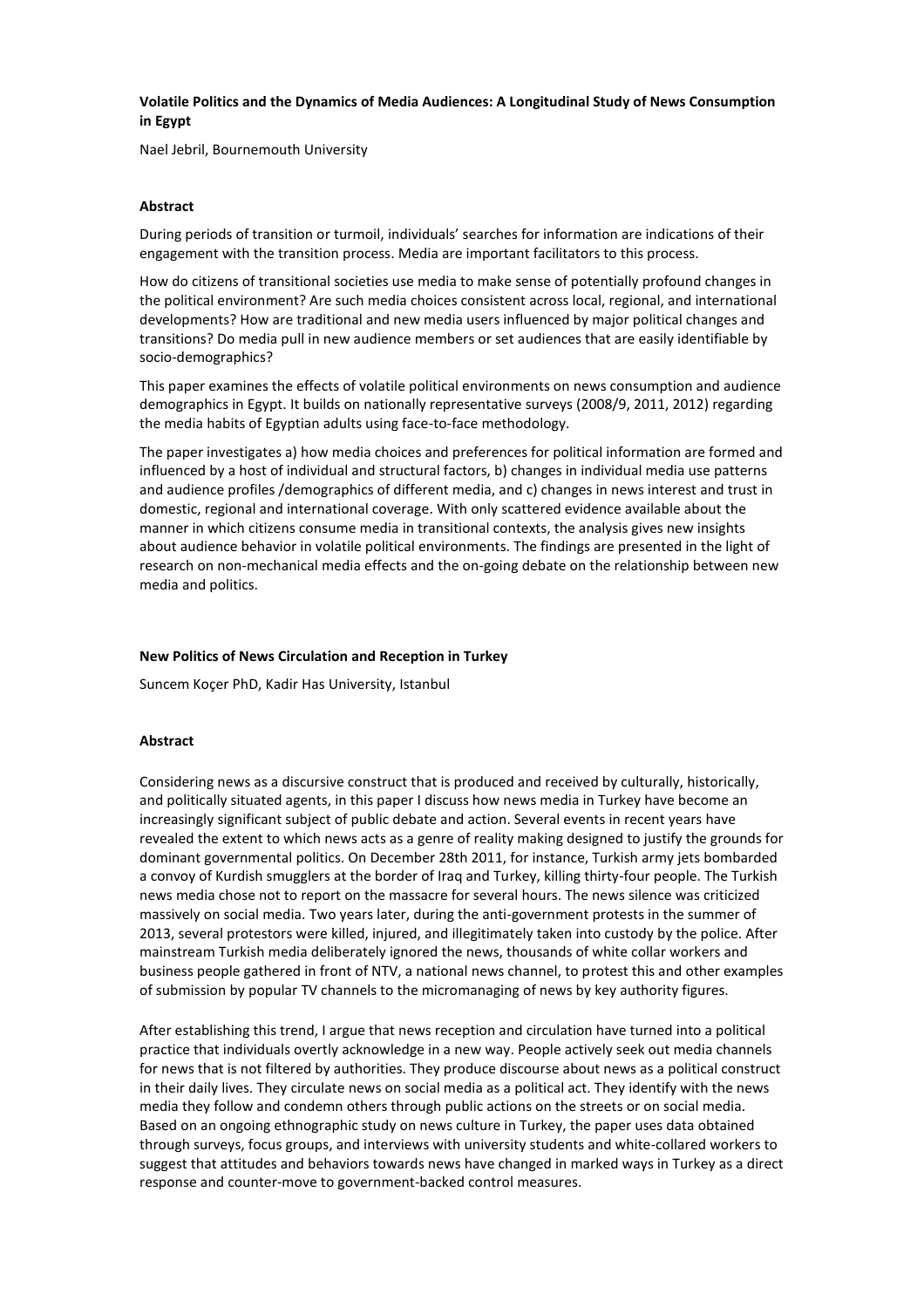**Volatile Politics and the Dynamics of Media Audiences: A Longitudinal Study of News Consumption in Egypt**

Nael Jebril, Bournemouth University

**Abstract**

During periods of transition or turmoil, individuals' searches for information are indications of their engagement with the transition process. Media are important facilitators to this process.

How do citizens of transitional societies use media to make sense of potentially profound changes in the political environment? Are such media choices consistent across local, regional, and international developments? How are traditional and new media users influenced by major political changes and transitions? Do media pull in new audience members or set audiences that are easily identifiable by socio-demographics?

This paper examines the effects of volatile political environments on news consumption and audience demographics in Egypt. It builds on nationally representative surveys (2008/9, 2011, 2012) regarding the media habits of Egyptian adults using face-to-face methodology.

The paper investigates a) how media choices and preferences for political information are formed and influenced by a host of individual and structural factors, b) changes in individual media use patterns and audience profiles /demographics of different media, and c) changes in news interest and trust in domestic, regional and international coverage. With only scattered evidence available about the manner in which citizens consume media in transitional contexts, the analysis gives new insights about audience behavior in volatile political environments. The findings are presented in the light of research on non-mechanical media effects and the on-going debate on the relationship between new media and politics.

**New Politics of News Circulation and Reception in Turkey**

Suncem Koçer PhD, Kadir Has University, Istanbul

**Abstract**

Considering news as a discursive construct that is produced and received by culturally, historically, and politically situated agents, in this paper I discuss how news media in Turkey have become an increasingly significant subject of public debate and action. Several events in recent years have revealed the extent to which news acts as a genre of reality making designed to justify the grounds for dominant governmental politics. On December 28th 2011, for instance, Turkish army jets bombarded a convoy of Kurdish smugglers at the border of Iraq and Turkey, killing thirty-four people. The Turkish news media chose not to report on the massacre for several hours. The news silence was criticized massively on social media. Two years later, during the anti-government protests in the summer of 2013, several protestors were killed, injured, and illegitimately taken into custody by the police. After mainstream Turkish media deliberately ignored the news, thousands of white collar workers and business people gathered in front of NTV, a national news channel, to protest this and other examples of submission by popular TV channels to the micromanaging of news by key authority figures.

After establishing this trend, I argue that news reception and circulation have turned into a political practice that individuals overtly acknowledge in a new way. People actively seek out media channels for news that is not filtered by authorities. They produce discourse about news as a political construct in their daily lives. They circulate news on social media as a political act. They identify with the news media they follow and condemn others through public actions on the streets or on social media. Based on an ongoing ethnographic study on news culture in Turkey, the paper uses data obtained through surveys, focus groups, and interviews with university students and white-collared workers to suggest that attitudes and behaviors towards news have changed in marked ways in Turkey as a direct response and counter-move to government-backed control measures.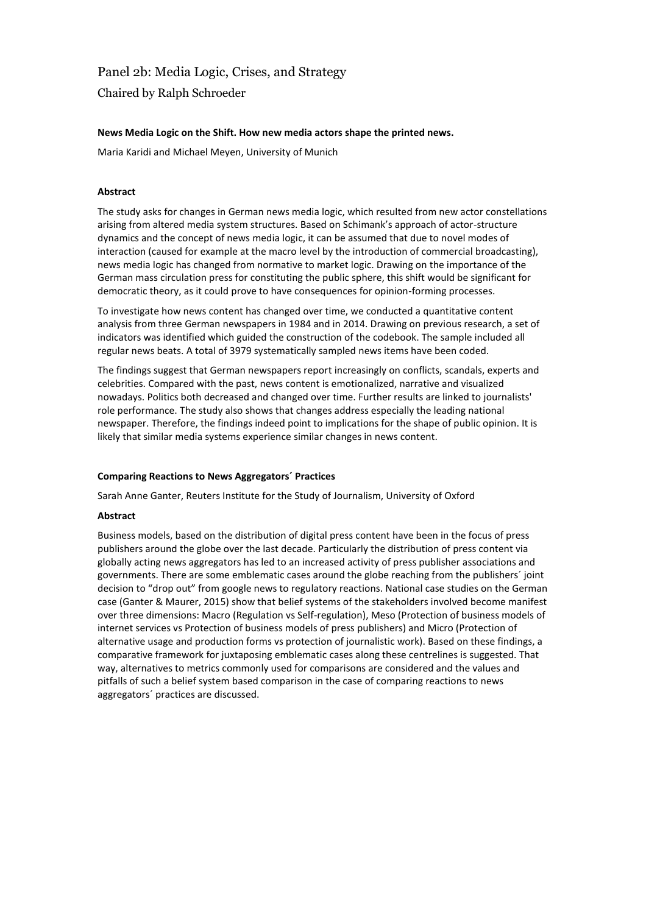# Panel 2b: Media Logic, Crises, and Strategy

## Chaired by Ralph Schroeder

**News Media Logic on the Shift. How new media actors shape the printed news.**

Maria Karidi and Michael Meyen, University of Munich

**Abstract**

The study asks for changes in German news media logic, which resulted from new actor constellations arising from altered media system structures. Based on Schimank's approach of actor-structure dynamics and the concept of news media logic, it can be assumed that due to novel modes of interaction (caused for example at the macro level by the introduction of commercial broadcasting), news media logic has changed from normative to market logic. Drawing on the importance of the German mass circulation press for constituting the public sphere, this shift would be significant for democratic theory, as it could prove to have consequences for opinion-forming processes.

To investigate how news content has changed over time, we conducted a quantitative content analysis from three German newspapers in 1984 and in 2014. Drawing on previous research, a set of indicators was identified which guided the construction of the codebook. The sample included all regular news beats. A total of 3979 systematically sampled news items have been coded.

The findings suggest that German newspapers report increasingly on conflicts, scandals, experts and celebrities. Compared with the past, news content is emotionalized, narrative and visualized nowadays. Politics both decreased and changed over time. Further results are linked to journalists' role performance. The study also shows that changes address especially the leading national newspaper. Therefore, the findings indeed point to implications for the shape of public opinion. It is likely that similar media systems experience similar changes in news content.

**Comparing Reactions to News Aggregators´ Practices**

Sarah Anne Ganter, Reuters Institute for the Study of Journalism, University of Oxford

**Abstract**

Business models, based on the distribution of digital press content have been in the focus of press publishers around the globe over the last decade. Particularly the distribution of press content via globally acting news aggregators has led to an increased activity of press publisher associations and governments. There are some emblematic cases around the globe reaching from the publishers´ joint decision to "drop out" from google news to regulatory reactions. National case studies on the German case (Ganter & Maurer, 2015) show that belief systems of the stakeholders involved become manifest over three dimensions: Macro (Regulation vs Self-regulation), Meso (Protection of business models of internet services vs Protection of business models of press publishers) and Micro (Protection of alternative usage and production forms vs protection of journalistic work). Based on these findings, a comparative framework for juxtaposing emblematic cases along these centrelines is suggested. That way, alternatives to metrics commonly used for comparisons are considered and the values and pitfalls of such a belief system based comparison in the case of comparing reactions to news aggregators´ practices are discussed.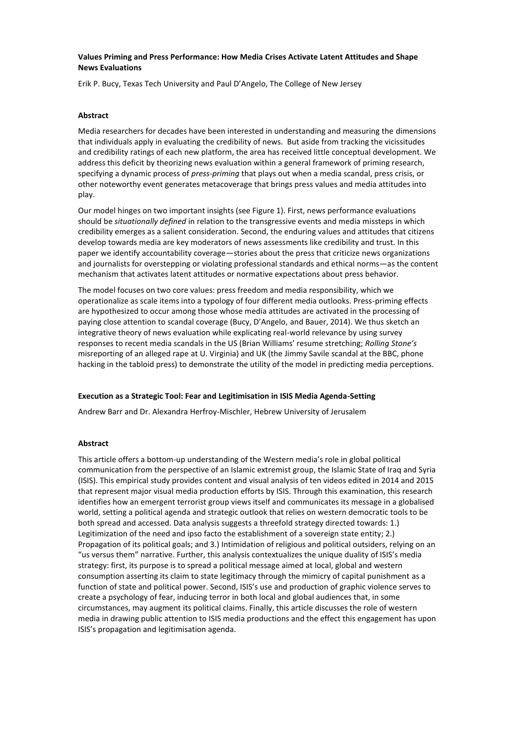**Values Priming and Press Performance: How Media Crises Activate Latent Attitudes and Shape News Evaluations**

Erik P. Bucy, Texas Tech University and Paul D'Angelo, The College of New Jersey

**Abstract**

Media researchers for decades have been interested in understanding and measuring the dimensions that individuals apply in evaluating the credibility of news. But aside from tracking the vicissitudes and credibility ratings of each new platform, the area has received little conceptual development. We address this deficit by theorizing news evaluation within a general framework of priming research, specifying a dynamic process of *press-priming* that plays out when a media scandal, press crisis, or other noteworthy event generates metacoverage that brings press values and media attitudes into play.

Our model hinges on two important insights (see Figure 1). First, news performance evaluations should be *situationally defined* in relation to the transgressive events and media missteps in which credibility emerges as a salient consideration. Second, the enduring values and attitudes that citizens develop towards media are key moderators of news assessments like credibility and trust. In this paper we identify accountability coverage—stories about the press that criticize news organizations and journalists for overstepping or violating professional standards and ethical norms—as the content mechanism that activates latent attitudes or normative expectations about press behavior.

The model focuses on two core values: press freedom and media responsibility, which we operationalize as scale items into a typology of four different media outlooks. Press-priming effects are hypothesized to occur among those whose media attitudes are activated in the processing of paying close attention to scandal coverage (Bucy, D'Angelo, and Bauer, 2014). We thus sketch an integrative theory of news evaluation while explicating real-world relevance by using survey responses to recent media scandals in the US (Brian Williams' resume stretching; *Rolling Stone's* misreporting of an alleged rape at U. Virginia) and UK (the Jimmy Savile scandal at the BBC, phone hacking in the tabloid press) to demonstrate the utility of the model in predicting media perceptions.

**Execution as a Strategic Tool: Fear and Legitimisation in ISIS Media Agenda-Setting**

Andrew Barr and Dr. Alexandra Herfroy-Mischler, Hebrew University of Jerusalem

**Abstract**

This article offers a bottom-up understanding of the Western media's role in global political communication from the perspective of an Islamic extremist group, the Islamic State of Iraq and Syria (ISIS). This empirical study provides content and visual analysis of ten videos edited in 2014 and 2015 that represent major visual media production efforts by ISIS. Through this examination, this research identifies how an emergent terrorist group views itself and communicates its message in a globalised world, setting a political agenda and strategic outlook that relies on western democratic tools to be both spread and accessed. Data analysis suggests a threefold strategy directed towards: 1.) Legitimization of the need and ipso facto the establishment of a sovereign state entity; 2.) Propagation of its political goals; and 3.) Intimidation of religious and political outsiders, relying on an "us versus them" narrative. Further, this analysis contextualizes the unique duality of ISIS's media strategy: first, its purpose is to spread a political message aimed at local, global and western consumption asserting its claim to state legitimacy through the mimicry of capital punishment as a function of state and political power. Second, ISIS's use and production of graphic violence serves to create a psychology of fear, inducing terror in both local and global audiences that, in some circumstances, may augment its political claims. Finally, this article discusses the role of western media in drawing public attention to ISIS media productions and the effect this engagement has upon ISIS's propagation and legitimisation agenda.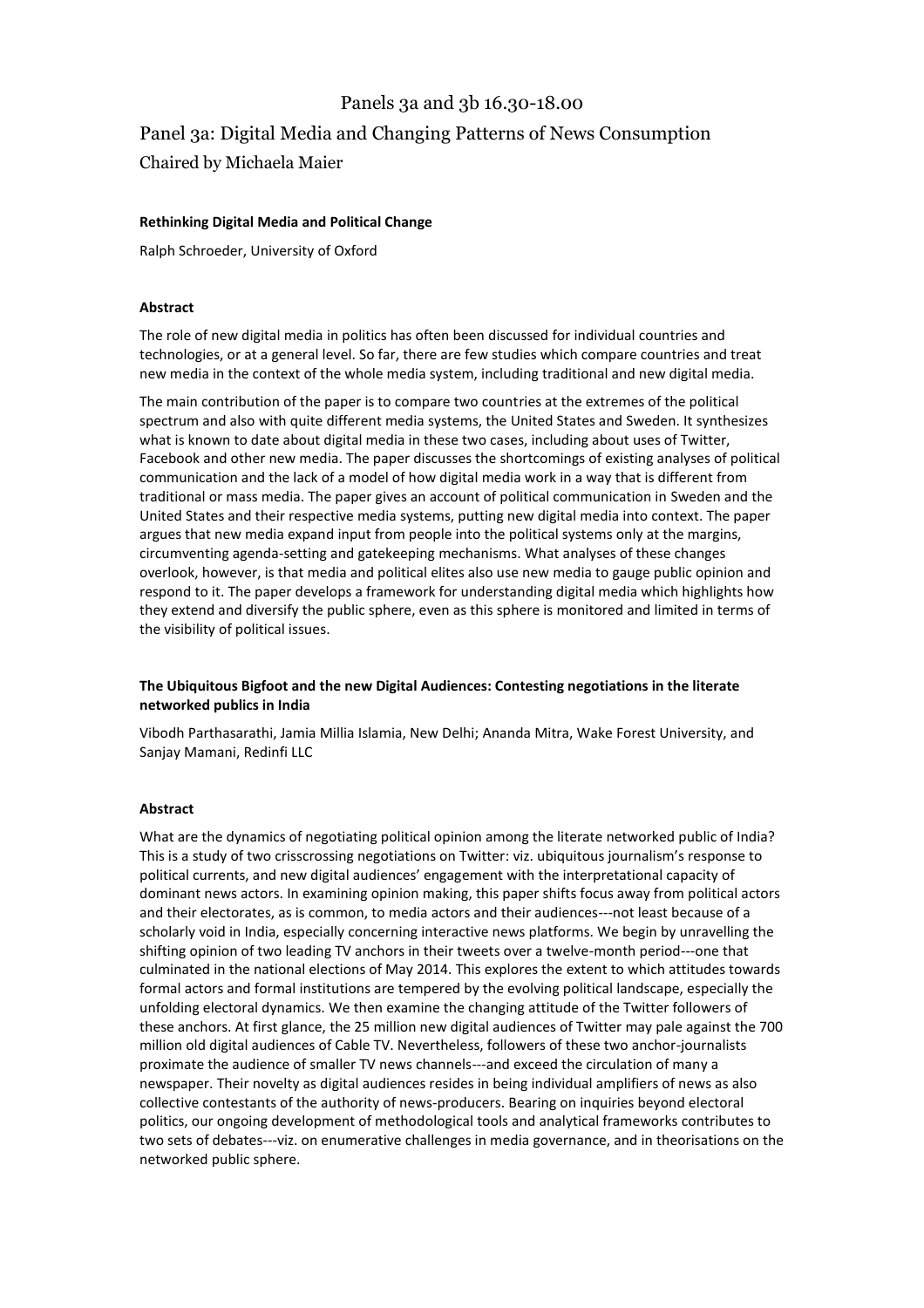# Panels 3a and 3b 16.30-18.00

## Panel 3a: Digital Media and Changing Patterns of News Consumption

Chaired by Michaela Maier

**Rethinking Digital Media and Political Change**

Ralph Schroeder, University of Oxford

**Abstract**

The role of new digital media in politics has often been discussed for individual countries and technologies, or at a general level. So far, there are few studies which compare countries and treat new media in the context of the whole media system, including traditional and new digital media.

The main contribution of the paper is to compare two countries at the extremes of the political spectrum and also with quite different media systems, the United States and Sweden. It synthesizes what is known to date about digital media in these two cases, including about uses of Twitter, Facebook and other new media. The paper discusses the shortcomings of existing analyses of political communication and the lack of a model of how digital media work in a way that is different from traditional or mass media. The paper gives an account of political communication in Sweden and the United States and their respective media systems, putting new digital media into context. The paper argues that new media expand input from people into the political systems only at the margins, circumventing agenda-setting and gatekeeping mechanisms. What analyses of these changes overlook, however, is that media and political elites also use new media to gauge public opinion and respond to it. The paper develops a framework for understanding digital media which highlights how they extend and diversify the public sphere, even as this sphere is monitored and limited in terms of the visibility of political issues.

**The Ubiquitous Bigfoot and the new Digital Audiences: Contesting negotiations in the literate networked publics in India**

Vibodh Parthasarathi, Jamia Millia Islamia, New Delhi; Ananda Mitra, Wake Forest University, and Sanjay Mamani, Redinfi LLC

**Abstract**

What are the dynamics of negotiating political opinion among the literate networked public of India? This is a study of two crisscrossing negotiations on Twitter: viz. ubiquitous journalism's response to political currents, and new digital audiences' engagement with the interpretational capacity of dominant news actors. In examining opinion making, this paper shifts focus away from political actors and their electorates, as is common, to media actors and their audiences---not least because of a scholarly void in India, especially concerning interactive news platforms. We begin by unravelling the shifting opinion of two leading TV anchors in their tweets over a twelve-month period---one that culminated in the national elections of May 2014. This explores the extent to which attitudes towards formal actors and formal institutions are tempered by the evolving political landscape, especially the unfolding electoral dynamics. We then examine the changing attitude of the Twitter followers of these anchors. At first glance, the 25 million new digital audiences of Twitter may pale against the 700 million old digital audiences of Cable TV. Nevertheless, followers of these two anchor-journalists proximate the audience of smaller TV news channels---and exceed the circulation of many a newspaper. Their novelty as digital audiences resides in being individual amplifiers of news as also collective contestants of the authority of news-producers. Bearing on inquiries beyond electoral politics, our ongoing development of methodological tools and analytical frameworks contributes to two sets of debates---viz. on enumerative challenges in media governance, and in theorisations on the networked public sphere.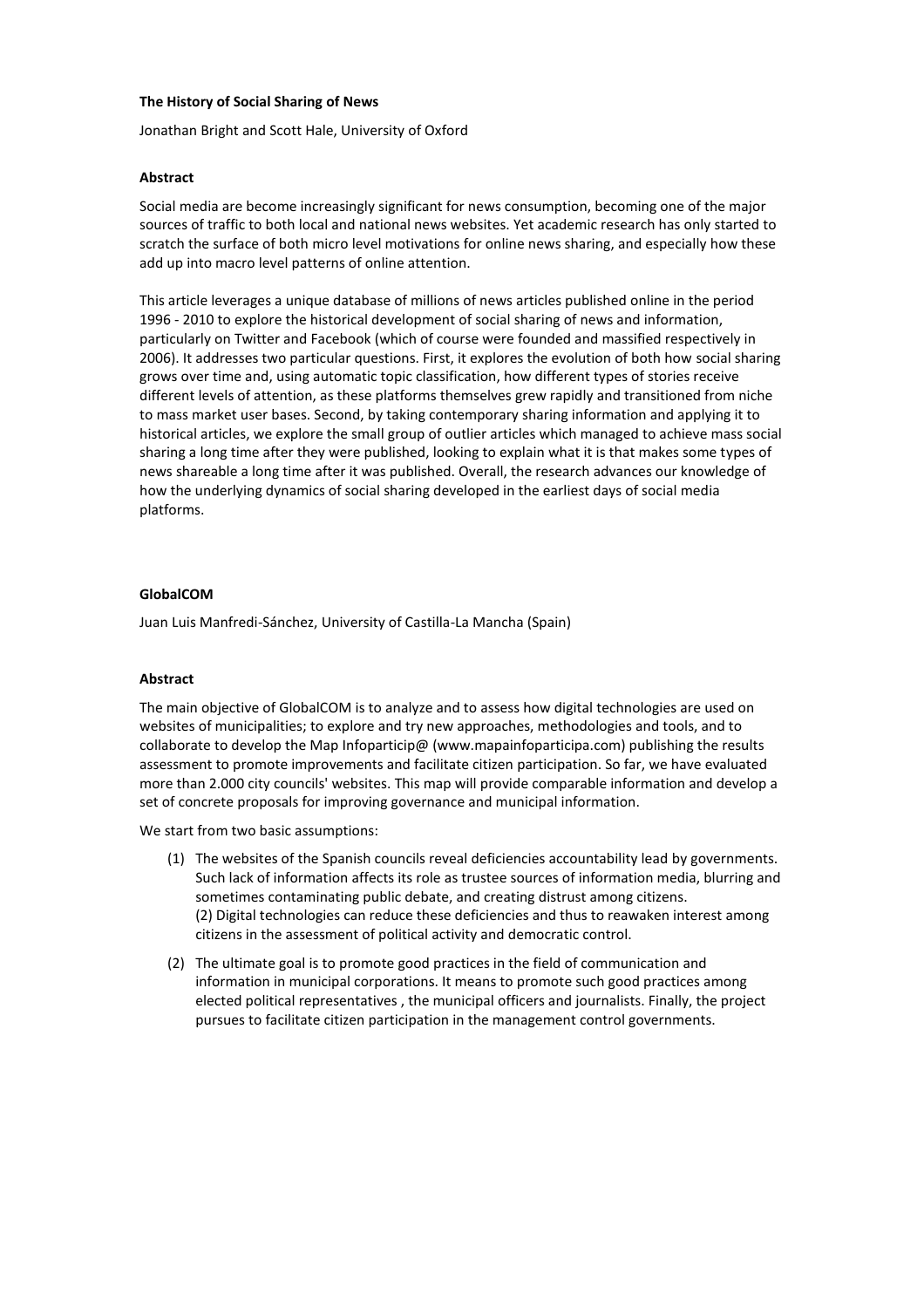**The History of Social Sharing of News**

Jonathan Bright and Scott Hale, University of Oxford

**Abstract**

Social media are become increasingly significant for news consumption, becoming one of the major sources of traffic to both local and national news websites. Yet academic research has only started to scratch the surface of both micro level motivations for online news sharing, and especially how these add up into macro level patterns of online attention.

This article leverages a unique database of millions of news articles published online in the period 1996 - 2010 to explore the historical development of social sharing of news and information, particularly on Twitter and Facebook (which of course were founded and massified respectively in 2006). It addresses two particular questions. First, it explores the evolution of both how social sharing grows over time and, using automatic topic classification, how different types of stories receive different levels of attention, as these platforms themselves grew rapidly and transitioned from niche to mass market user bases. Second, by taking contemporary sharing information and applying it to historical articles, we explore the small group of outlier articles which managed to achieve mass social sharing a long time after they were published, looking to explain what it is that makes some types of news shareable a long time after it was published. Overall, the research advances our knowledge of how the underlying dynamics of social sharing developed in the earliest days of social media platforms.

**GlobalCOM**

Juan Luis Manfredi-Sánchez, University of Castilla-La Mancha (Spain)

**Abstract**

The main objective of GlobalCOM is to analyze and to assess how digital technologies are used on websites of municipalities; to explore and try new approaches, methodologies and tools, and to collaborate to develop the Map Infoparticip@ (www.mapainfoparticipa.com) publishing the results assessment to promote improvements and facilitate citizen participation. So far, we have evaluated more than 2.000 city councils' websites. This map will provide comparable information and develop a set of concrete proposals for improving governance and municipal information.

We start from two basic assumptions:

(1) The websites of the Spanish councils reveal deficiencies accountability lead by governments. Such lack of information affects its role as trustee sources of information media, blurring and sometimes contaminating public debate, and creating distrust among citizens.
(2) Digital technologies can reduce these deficiencies and thus to reawaken interest among citizens in the assessment of political activity and democratic control.

(2) The ultimate goal is to promote good practices in the field of communication and information in municipal corporations. It means to promote such good practices among elected political representatives , the municipal officers and journalists. Finally, the project pursues to facilitate citizen participation in the management control governments.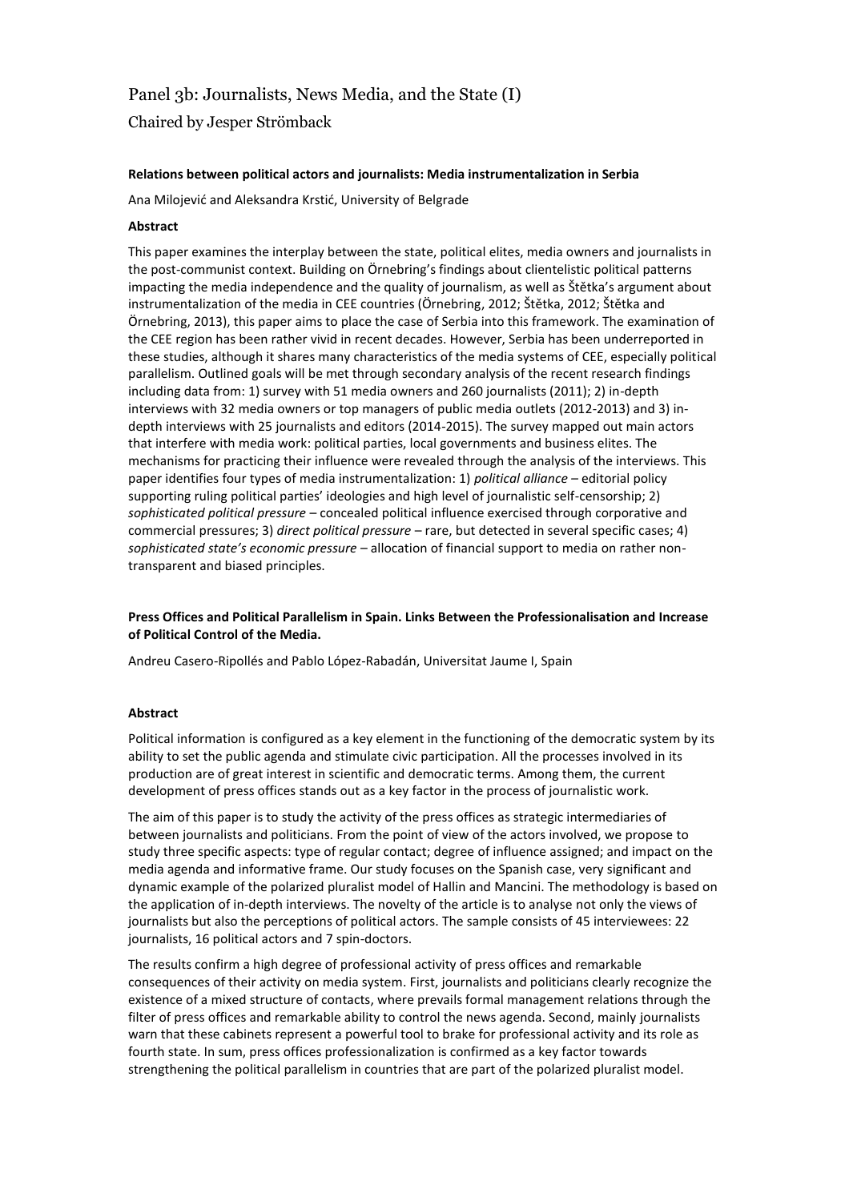# Panel 3b: Journalists, News Media, and the State (I)

Chaired by Jesper Strömback

**Relations between political actors and journalists: Media instrumentalization in Serbia**

Ana Milojević and Aleksandra Krstić, University of Belgrade

**Abstract**

This paper examines the interplay between the state, political elites, media owners and journalists in the post-communist context. Building on Örnebring's findings about clientelistic political patterns impacting the media independence and the quality of journalism, as well as Štětka's argument about instrumentalization of the media in CEE countries (Örnebring, 2012; Štětka, 2012; Štětka and Örnebring, 2013), this paper aims to place the case of Serbia into this framework. The examination of the CEE region has been rather vivid in recent decades. However, Serbia has been underreported in these studies, although it shares many characteristics of the media systems of CEE, especially political parallelism. Outlined goals will be met through secondary analysis of the recent research findings including data from: 1) survey with 51 media owners and 260 journalists (2011); 2) in-depth interviews with 32 media owners or top managers of public media outlets (2012-2013) and 3) in-depth interviews with 25 journalists and editors (2014-2015). The survey mapped out main actors that interfere with media work: political parties, local governments and business elites. The mechanisms for practicing their influence were revealed through the analysis of the interviews. This paper identifies four types of media instrumentalization: 1) *political alliance* – editorial policy supporting ruling political parties' ideologies and high level of journalistic self-censorship; 2) *sophisticated political pressure* – concealed political influence exercised through corporative and commercial pressures; 3) *direct political pressure* – rare, but detected in several specific cases; 4) *sophisticated state's economic pressure* – allocation of financial support to media on rather non-transparent and biased principles.

**Press Offices and Political Parallelism in Spain. Links Between the Professionalisation and Increase of Political Control of the Media.**

Andreu Casero-Ripollés and Pablo López-Rabadán, Universitat Jaume I, Spain

**Abstract**

Political information is configured as a key element in the functioning of the democratic system by its ability to set the public agenda and stimulate civic participation. All the processes involved in its production are of great interest in scientific and democratic terms. Among them, the current development of press offices stands out as a key factor in the process of journalistic work.

The aim of this paper is to study the activity of the press offices as strategic intermediaries of between journalists and politicians. From the point of view of the actors involved, we propose to study three specific aspects: type of regular contact; degree of influence assigned; and impact on the media agenda and informative frame. Our study focuses on the Spanish case, very significant and dynamic example of the polarized pluralist model of Hallin and Mancini. The methodology is based on the application of in-depth interviews. The novelty of the article is to analyse not only the views of journalists but also the perceptions of political actors. The sample consists of 45 interviewees: 22 journalists, 16 political actors and 7 spin-doctors.

The results confirm a high degree of professional activity of press offices and remarkable consequences of their activity on media system. First, journalists and politicians clearly recognize the existence of a mixed structure of contacts, where prevails formal management relations through the filter of press offices and remarkable ability to control the news agenda. Second, mainly journalists warn that these cabinets represent a powerful tool to brake for professional activity and its role as fourth state. In sum, press offices professionalization is confirmed as a key factor towards strengthening the political parallelism in countries that are part of the polarized pluralist model.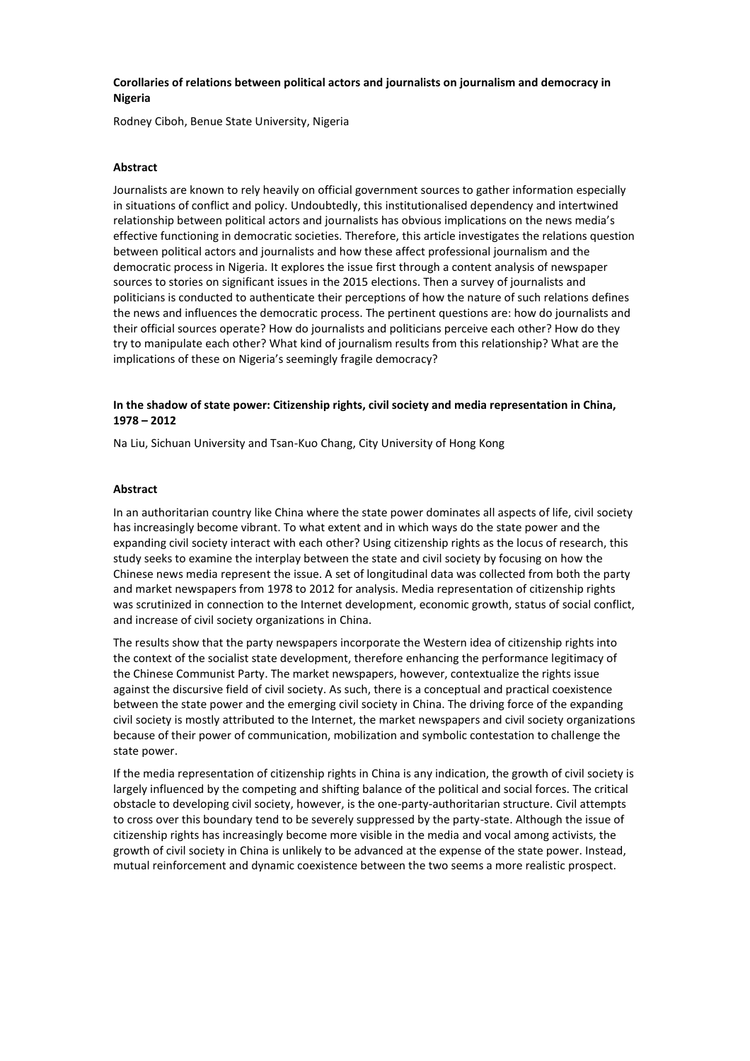**Corollaries of relations between political actors and journalists on journalism and democracy in Nigeria**

Rodney Ciboh, Benue State University, Nigeria

**Abstract**

Journalists are known to rely heavily on official government sources to gather information especially in situations of conflict and policy. Undoubtedly, this institutionalised dependency and intertwined relationship between political actors and journalists has obvious implications on the news media's effective functioning in democratic societies. Therefore, this article investigates the relations question between political actors and journalists and how these affect professional journalism and the democratic process in Nigeria. It explores the issue first through a content analysis of newspaper sources to stories on significant issues in the 2015 elections. Then a survey of journalists and politicians is conducted to authenticate their perceptions of how the nature of such relations defines the news and influences the democratic process. The pertinent questions are: how do journalists and their official sources operate? How do journalists and politicians perceive each other? How do they try to manipulate each other? What kind of journalism results from this relationship? What are the implications of these on Nigeria's seemingly fragile democracy?

**In the shadow of state power: Citizenship rights, civil society and media representation in China, 1978 – 2012**

Na Liu, Sichuan University and Tsan-Kuo Chang, City University of Hong Kong

**Abstract**

In an authoritarian country like China where the state power dominates all aspects of life, civil society has increasingly become vibrant. To what extent and in which ways do the state power and the expanding civil society interact with each other? Using citizenship rights as the locus of research, this study seeks to examine the interplay between the state and civil society by focusing on how the Chinese news media represent the issue. A set of longitudinal data was collected from both the party and market newspapers from 1978 to 2012 for analysis. Media representation of citizenship rights was scrutinized in connection to the Internet development, economic growth, status of social conflict, and increase of civil society organizations in China.

The results show that the party newspapers incorporate the Western idea of citizenship rights into the context of the socialist state development, therefore enhancing the performance legitimacy of the Chinese Communist Party. The market newspapers, however, contextualize the rights issue against the discursive field of civil society. As such, there is a conceptual and practical coexistence between the state power and the emerging civil society in China. The driving force of the expanding civil society is mostly attributed to the Internet, the market newspapers and civil society organizations because of their power of communication, mobilization and symbolic contestation to challenge the state power.

If the media representation of citizenship rights in China is any indication, the growth of civil society is largely influenced by the competing and shifting balance of the political and social forces. The critical obstacle to developing civil society, however, is the one-party-authoritarian structure. Civil attempts to cross over this boundary tend to be severely suppressed by the party-state. Although the issue of citizenship rights has increasingly become more visible in the media and vocal among activists, the growth of civil society in China is unlikely to be advanced at the expense of the state power. Instead, mutual reinforcement and dynamic coexistence between the two seems a more realistic prospect.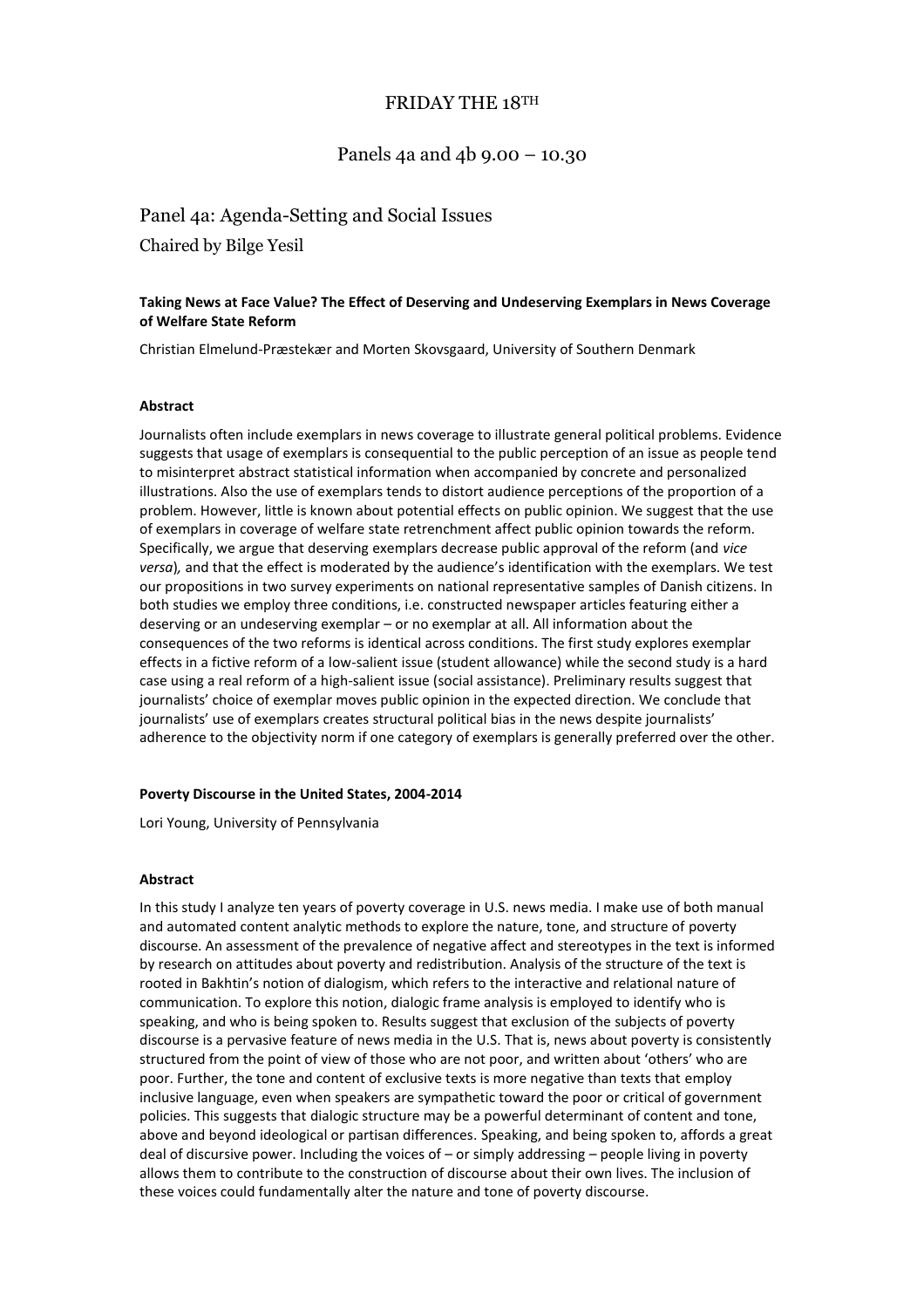# FRIDAY THE 18TH

## Panels 4a and 4b 9.00 – 10.30

## Panel 4a: Agenda-Setting and Social Issues

Chaired by Bilge Yesil

### Taking News at Face Value? The Effect of Deserving and Undeserving Exemplars in News Coverage of Welfare State Reform

Christian Elmelund-Præstekær and Morten Skovsgaard, University of Southern Denmark

**Abstract**

Journalists often include exemplars in news coverage to illustrate general political problems. Evidence suggests that usage of exemplars is consequential to the public perception of an issue as people tend to misinterpret abstract statistical information when accompanied by concrete and personalized illustrations. Also the use of exemplars tends to distort audience perceptions of the proportion of a problem. However, little is known about potential effects on public opinion. We suggest that the use of exemplars in coverage of welfare state retrenchment affect public opinion towards the reform. Specifically, we argue that deserving exemplars decrease public approval of the reform (and *vice versa*), and that the effect is moderated by the audience's identification with the exemplars. We test our propositions in two survey experiments on national representative samples of Danish citizens. In both studies we employ three conditions, i.e. constructed newspaper articles featuring either a deserving or an undeserving exemplar – or no exemplar at all. All information about the consequences of the two reforms is identical across conditions. The first study explores exemplar effects in a fictive reform of a low-salient issue (student allowance) while the second study is a hard case using a real reform of a high-salient issue (social assistance). Preliminary results suggest that journalists' choice of exemplar moves public opinion in the expected direction. We conclude that journalists' use of exemplars creates structural political bias in the news despite journalists' adherence to the objectivity norm if one category of exemplars is generally preferred over the other.

### Poverty Discourse in the United States, 2004-2014

Lori Young, University of Pennsylvania

**Abstract**

In this study I analyze ten years of poverty coverage in U.S. news media. I make use of both manual and automated content analytic methods to explore the nature, tone, and structure of poverty discourse. An assessment of the prevalence of negative affect and stereotypes in the text is informed by research on attitudes about poverty and redistribution. Analysis of the structure of the text is rooted in Bakhtin's notion of dialogism, which refers to the interactive and relational nature of communication. To explore this notion, dialogic frame analysis is employed to identify who is speaking, and who is being spoken to. Results suggest that exclusion of the subjects of poverty discourse is a pervasive feature of news media in the U.S. That is, news about poverty is consistently structured from the point of view of those who are not poor, and written about 'others' who are poor. Further, the tone and content of exclusive texts is more negative than texts that employ inclusive language, even when speakers are sympathetic toward the poor or critical of government policies. This suggests that dialogic structure may be a powerful determinant of content and tone, above and beyond ideological or partisan differences. Speaking, and being spoken to, affords a great deal of discursive power. Including the voices of – or simply addressing – people living in poverty allows them to contribute to the construction of discourse about their own lives. The inclusion of these voices could fundamentally alter the nature and tone of poverty discourse.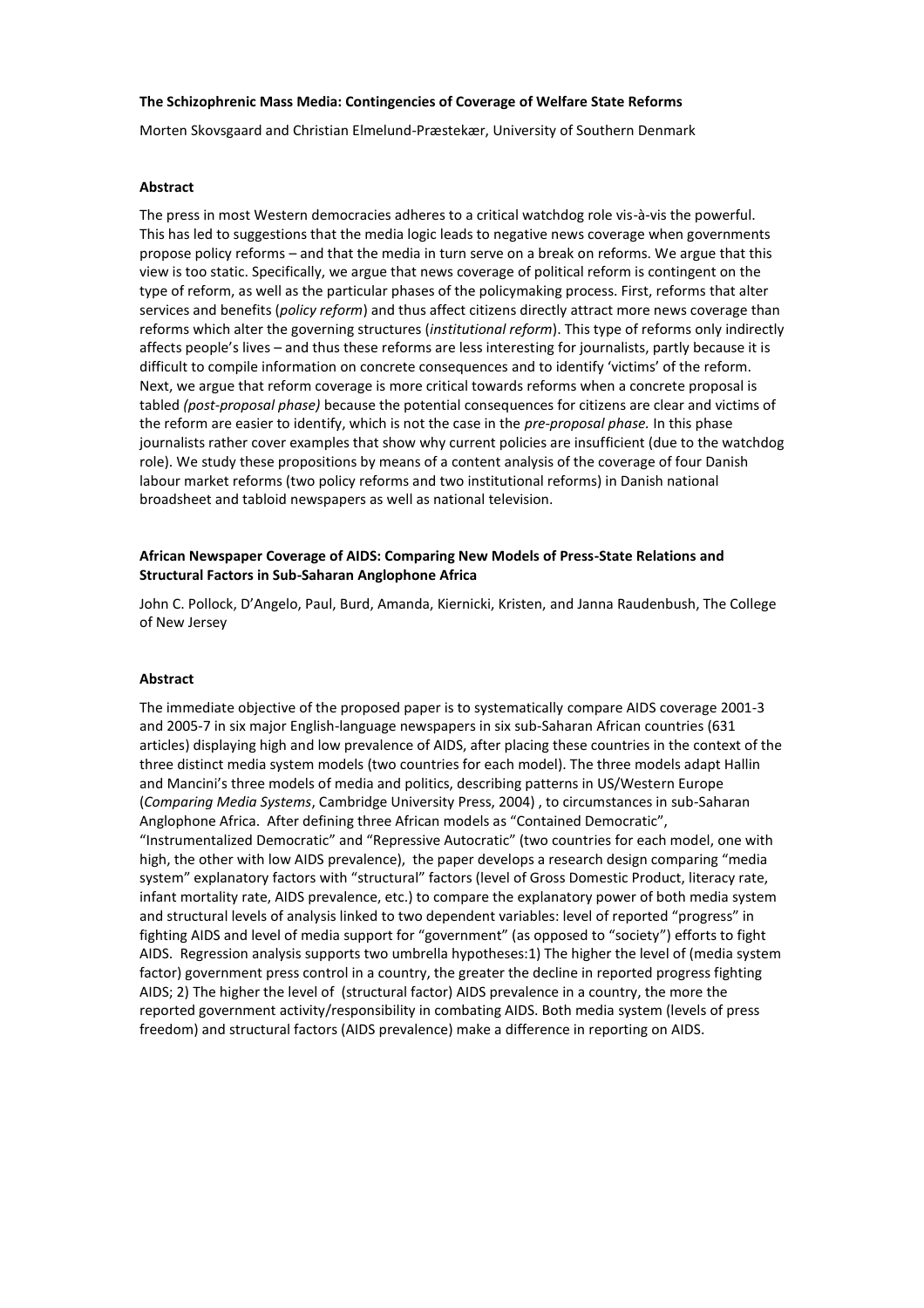**The Schizophrenic Mass Media: Contingencies of Coverage of Welfare State Reforms**

Morten Skovsgaard and Christian Elmelund-Præstekær, University of Southern Denmark

**Abstract**

The press in most Western democracies adheres to a critical watchdog role vis-à-vis the powerful. This has led to suggestions that the media logic leads to negative news coverage when governments propose policy reforms – and that the media in turn serve on a break on reforms. We argue that this view is too static. Specifically, we argue that news coverage of political reform is contingent on the type of reform, as well as the particular phases of the policymaking process. First, reforms that alter services and benefits (*policy reform*) and thus affect citizens directly attract more news coverage than reforms which alter the governing structures (*institutional reform*). This type of reforms only indirectly affects people's lives – and thus these reforms are less interesting for journalists, partly because it is difficult to compile information on concrete consequences and to identify 'victims' of the reform. Next, we argue that reform coverage is more critical towards reforms when a concrete proposal is tabled *(post-proposal phase)* because the potential consequences for citizens are clear and victims of the reform are easier to identify, which is not the case in the *pre-proposal phase.* In this phase journalists rather cover examples that show why current policies are insufficient (due to the watchdog role). We study these propositions by means of a content analysis of the coverage of four Danish labour market reforms (two policy reforms and two institutional reforms) in Danish national broadsheet and tabloid newspapers as well as national television.

**African Newspaper Coverage of AIDS: Comparing New Models of Press-State Relations and Structural Factors in Sub-Saharan Anglophone Africa**

John C. Pollock, D'Angelo, Paul, Burd, Amanda, Kiernicki, Kristen, and Janna Raudenbush, The College of New Jersey

**Abstract**

The immediate objective of the proposed paper is to systematically compare AIDS coverage 2001-3 and 2005-7 in six major English-language newspapers in six sub-Saharan African countries (631 articles) displaying high and low prevalence of AIDS, after placing these countries in the context of the three distinct media system models (two countries for each model). The three models adapt Hallin and Mancini's three models of media and politics, describing patterns in US/Western Europe (*Comparing Media Systems*, Cambridge University Press, 2004) , to circumstances in sub-Saharan Anglophone Africa. After defining three African models as "Contained Democratic", "Instrumentalized Democratic" and "Repressive Autocratic" (two countries for each model, one with high, the other with low AIDS prevalence), the paper develops a research design comparing "media system" explanatory factors with "structural" factors (level of Gross Domestic Product, literacy rate, infant mortality rate, AIDS prevalence, etc.) to compare the explanatory power of both media system and structural levels of analysis linked to two dependent variables: level of reported "progress" in fighting AIDS and level of media support for "government" (as opposed to "society") efforts to fight AIDS. Regression analysis supports two umbrella hypotheses:1) The higher the level of (media system factor) government press control in a country, the greater the decline in reported progress fighting AIDS; 2) The higher the level of (structural factor) AIDS prevalence in a country, the more the reported government activity/responsibility in combating AIDS. Both media system (levels of press freedom) and structural factors (AIDS prevalence) make a difference in reporting on AIDS.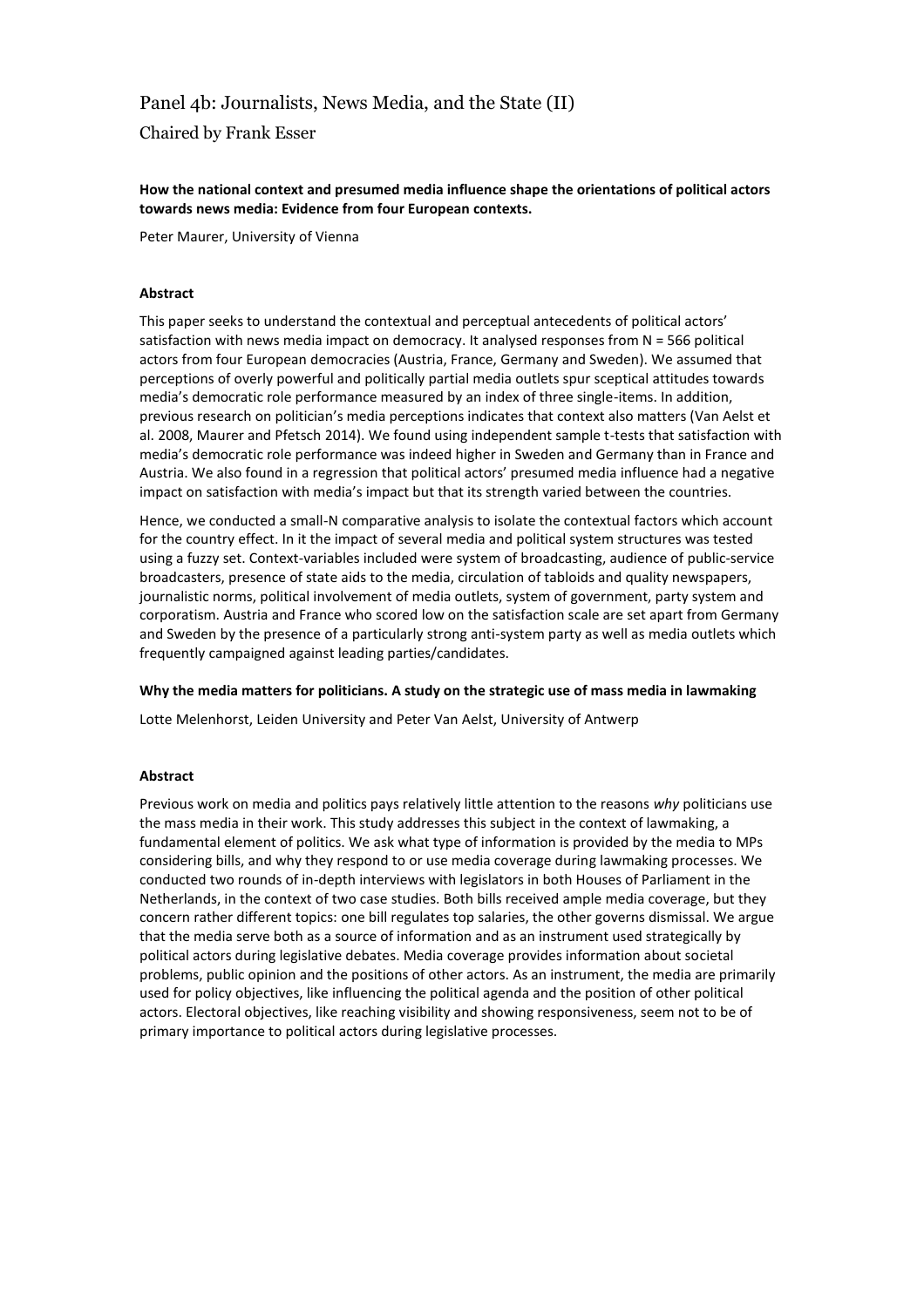# Panel 4b: Journalists, News Media, and the State (II)

## Chaired by Frank Esser

**How the national context and presumed media influence shape the orientations of political actors towards news media: Evidence from four European contexts.**

Peter Maurer, University of Vienna

**Abstract**

This paper seeks to understand the contextual and perceptual antecedents of political actors' satisfaction with news media impact on democracy. It analysed responses from N = 566 political actors from four European democracies (Austria, France, Germany and Sweden). We assumed that perceptions of overly powerful and politically partial media outlets spur sceptical attitudes towards media's democratic role performance measured by an index of three single-items. In addition, previous research on politician's media perceptions indicates that context also matters (Van Aelst et al. 2008, Maurer and Pfetsch 2014). We found using independent sample t-tests that satisfaction with media's democratic role performance was indeed higher in Sweden and Germany than in France and Austria. We also found in a regression that political actors' presumed media influence had a negative impact on satisfaction with media's impact but that its strength varied between the countries.

Hence, we conducted a small-N comparative analysis to isolate the contextual factors which account for the country effect. In it the impact of several media and political system structures was tested using a fuzzy set. Context-variables included were system of broadcasting, audience of public-service broadcasters, presence of state aids to the media, circulation of tabloids and quality newspapers, journalistic norms, political involvement of media outlets, system of government, party system and corporatism. Austria and France who scored low on the satisfaction scale are set apart from Germany and Sweden by the presence of a particularly strong anti-system party as well as media outlets which frequently campaigned against leading parties/candidates.

**Why the media matters for politicians. A study on the strategic use of mass media in lawmaking**

Lotte Melenhorst, Leiden University and Peter Van Aelst, University of Antwerp

**Abstract**

Previous work on media and politics pays relatively little attention to the reasons *why* politicians use the mass media in their work. This study addresses this subject in the context of lawmaking, a fundamental element of politics. We ask what type of information is provided by the media to MPs considering bills, and why they respond to or use media coverage during lawmaking processes. We conducted two rounds of in-depth interviews with legislators in both Houses of Parliament in the Netherlands, in the context of two case studies. Both bills received ample media coverage, but they concern rather different topics: one bill regulates top salaries, the other governs dismissal. We argue that the media serve both as a source of information and as an instrument used strategically by political actors during legislative debates. Media coverage provides information about societal problems, public opinion and the positions of other actors. As an instrument, the media are primarily used for policy objectives, like influencing the political agenda and the position of other political actors. Electoral objectives, like reaching visibility and showing responsiveness, seem not to be of primary importance to political actors during legislative processes.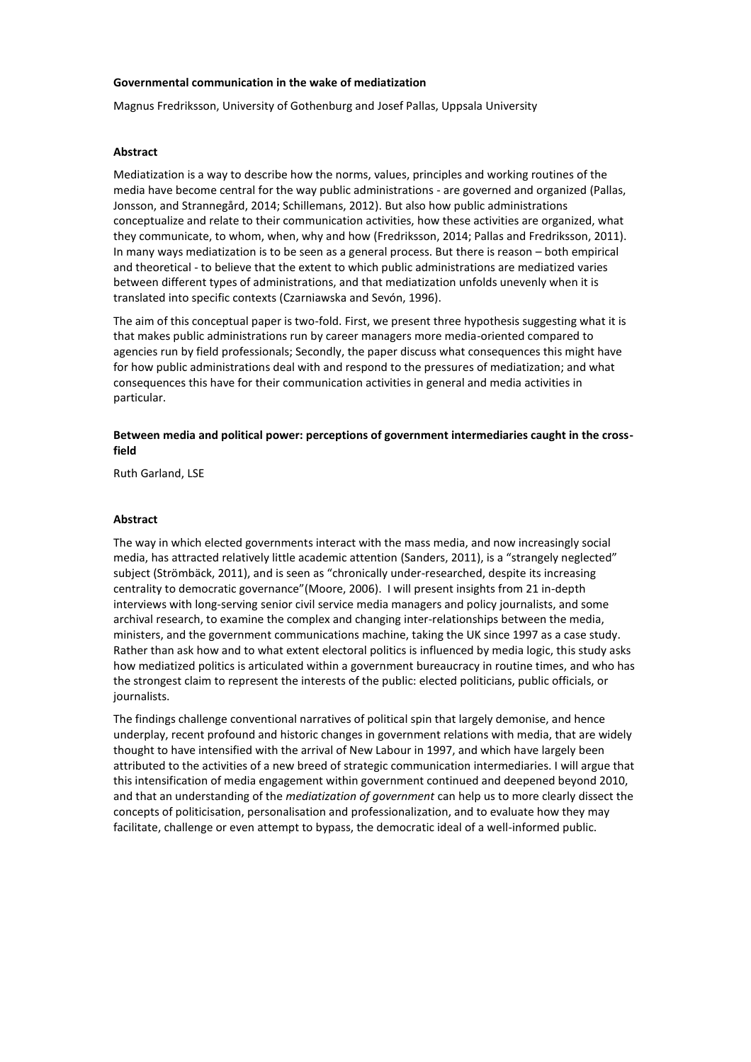**Governmental communication in the wake of mediatization**

Magnus Fredriksson, University of Gothenburg and Josef Pallas, Uppsala University

**Abstract**

Mediatization is a way to describe how the norms, values, principles and working routines of the media have become central for the way public administrations - are governed and organized (Pallas, Jonsson, and Strannegård, 2014; Schillemans, 2012). But also how public administrations conceptualize and relate to their communication activities, how these activities are organized, what they communicate, to whom, when, why and how (Fredriksson, 2014; Pallas and Fredriksson, 2011). In many ways mediatization is to be seen as a general process. But there is reason – both empirical and theoretical - to believe that the extent to which public administrations are mediatized varies between different types of administrations, and that mediatization unfolds unevenly when it is translated into specific contexts (Czarniawska and Sevón, 1996).

The aim of this conceptual paper is two-fold. First, we present three hypothesis suggesting what it is that makes public administrations run by career managers more media-oriented compared to agencies run by field professionals; Secondly, the paper discuss what consequences this might have for how public administrations deal with and respond to the pressures of mediatization; and what consequences this have for their communication activities in general and media activities in particular.

**Between media and political power: perceptions of government intermediaries caught in the cross-field**

Ruth Garland, LSE

**Abstract**

The way in which elected governments interact with the mass media, and now increasingly social media, has attracted relatively little academic attention (Sanders, 2011), is a "strangely neglected" subject (Strömbäck, 2011), and is seen as "chronically under-researched, despite its increasing centrality to democratic governance"(Moore, 2006). I will present insights from 21 in-depth interviews with long-serving senior civil service media managers and policy journalists, and some archival research, to examine the complex and changing inter-relationships between the media, ministers, and the government communications machine, taking the UK since 1997 as a case study. Rather than ask how and to what extent electoral politics is influenced by media logic, this study asks how mediatized politics is articulated within a government bureaucracy in routine times, and who has the strongest claim to represent the interests of the public: elected politicians, public officials, or journalists.

The findings challenge conventional narratives of political spin that largely demonise, and hence underplay, recent profound and historic changes in government relations with media, that are widely thought to have intensified with the arrival of New Labour in 1997, and which have largely been attributed to the activities of a new breed of strategic communication intermediaries. I will argue that this intensification of media engagement within government continued and deepened beyond 2010, and that an understanding of the *mediatization of government* can help us to more clearly dissect the concepts of politicisation, personalisation and professionalization, and to evaluate how they may facilitate, challenge or even attempt to bypass, the democratic ideal of a well-informed public.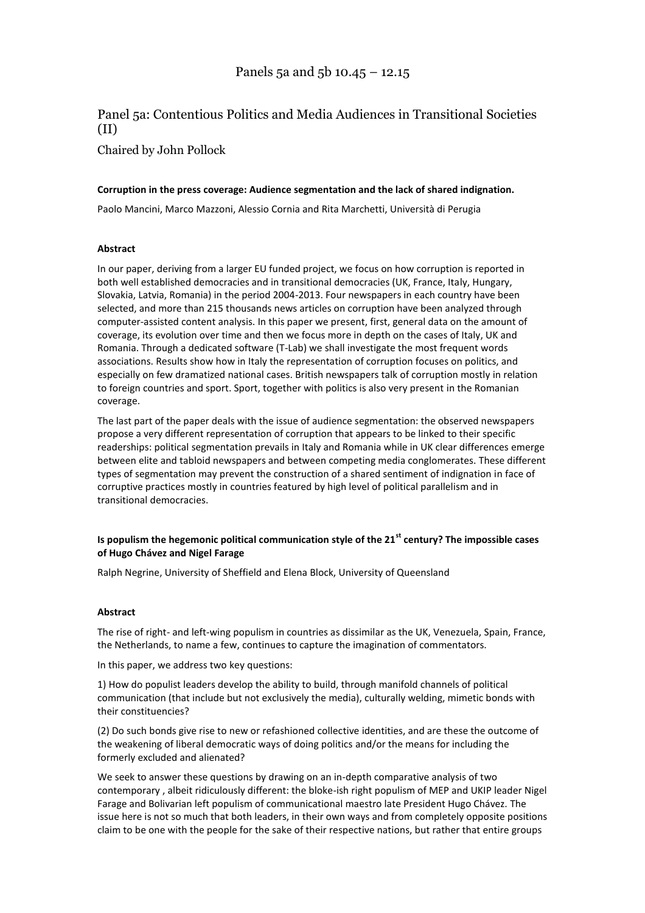# Panels 5a and 5b 10.45 – 12.15

## Panel 5a: Contentious Politics and Media Audiences in Transitional Societies (II)

Chaired by John Pollock

**Corruption in the press coverage: Audience segmentation and the lack of shared indignation.**

Paolo Mancini, Marco Mazzoni, Alessio Cornia and Rita Marchetti, Università di Perugia

**Abstract**

In our paper, deriving from a larger EU funded project, we focus on how corruption is reported in both well established democracies and in transitional democracies (UK, France, Italy, Hungary, Slovakia, Latvia, Romania) in the period 2004-2013. Four newspapers in each country have been selected, and more than 215 thousands news articles on corruption have been analyzed through computer-assisted content analysis. In this paper we present, first, general data on the amount of coverage, its evolution over time and then we focus more in depth on the cases of Italy, UK and Romania. Through a dedicated software (T-Lab) we shall investigate the most frequent words associations. Results show how in Italy the representation of corruption focuses on politics, and especially on few dramatized national cases. British newspapers talk of corruption mostly in relation to foreign countries and sport. Sport, together with politics is also very present in the Romanian coverage.

The last part of the paper deals with the issue of audience segmentation: the observed newspapers propose a very different representation of corruption that appears to be linked to their specific readerships: political segmentation prevails in Italy and Romania while in UK clear differences emerge between elite and tabloid newspapers and between competing media conglomerates. These different types of segmentation may prevent the construction of a shared sentiment of indignation in face of corruptive practices mostly in countries featured by high level of political parallelism and in transitional democracies.

**Is populism the hegemonic political communication style of the 21st century? The impossible cases of Hugo Chávez and Nigel Farage**

Ralph Negrine, University of Sheffield and Elena Block, University of Queensland

**Abstract**

The rise of right- and left-wing populism in countries as dissimilar as the UK, Venezuela, Spain, France, the Netherlands, to name a few, continues to capture the imagination of commentators.

In this paper, we address two key questions:

1) How do populist leaders develop the ability to build, through manifold channels of political communication (that include but not exclusively the media), culturally welding, mimetic bonds with their constituencies?

(2) Do such bonds give rise to new or refashioned collective identities, and are these the outcome of the weakening of liberal democratic ways of doing politics and/or the means for including the formerly excluded and alienated?

We seek to answer these questions by drawing on an in-depth comparative analysis of two contemporary , albeit ridiculously different: the bloke-ish right populism of MEP and UKIP leader Nigel Farage and Bolivarian left populism of communicational maestro late President Hugo Chávez. The issue here is not so much that both leaders, in their own ways and from completely opposite positions claim to be one with the people for the sake of their respective nations, but rather that entire groups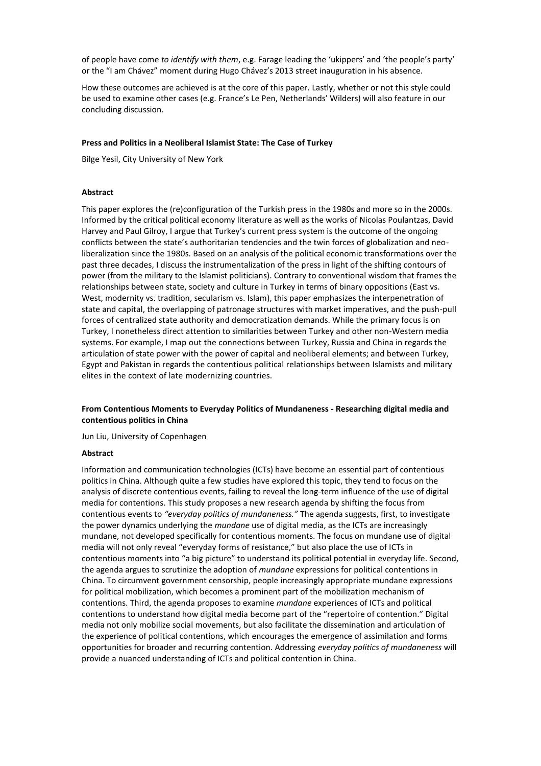of people have come *to identify with them*, e.g. Farage leading the 'ukippers' and 'the people's party' or the "I am Chávez" moment during Hugo Chávez's 2013 street inauguration in his absence.

How these outcomes are achieved is at the core of this paper. Lastly, whether or not this style could be used to examine other cases (e.g. France's Le Pen, Netherlands' Wilders) will also feature in our concluding discussion.

**Press and Politics in a Neoliberal Islamist State: The Case of Turkey**

Bilge Yesil, City University of New York

**Abstract**

This paper explores the (re)configuration of the Turkish press in the 1980s and more so in the 2000s. Informed by the critical political economy literature as well as the works of Nicolas Poulantzas, David Harvey and Paul Gilroy, I argue that Turkey's current press system is the outcome of the ongoing conflicts between the state's authoritarian tendencies and the twin forces of globalization and neo-liberalization since the 1980s. Based on an analysis of the political economic transformations over the past three decades, I discuss the instrumentalization of the press in light of the shifting contours of power (from the military to the Islamist politicians). Contrary to conventional wisdom that frames the relationships between state, society and culture in Turkey in terms of binary oppositions (East vs. West, modernity vs. tradition, secularism vs. Islam), this paper emphasizes the interpenetration of state and capital, the overlapping of patronage structures with market imperatives, and the push-pull forces of centralized state authority and democratization demands. While the primary focus is on Turkey, I nonetheless direct attention to similarities between Turkey and other non-Western media systems. For example, I map out the connections between Turkey, Russia and China in regards the articulation of state power with the power of capital and neoliberal elements; and between Turkey, Egypt and Pakistan in regards the contentious political relationships between Islamists and military elites in the context of late modernizing countries.

**From Contentious Moments to Everyday Politics of Mundaneness - Researching digital media and contentious politics in China**

Jun Liu, University of Copenhagen

**Abstract**

Information and communication technologies (ICTs) have become an essential part of contentious politics in China. Although quite a few studies have explored this topic, they tend to focus on the analysis of discrete contentious events, failing to reveal the long-term influence of the use of digital media for contentions. This study proposes a new research agenda by shifting the focus from contentious events to *"everyday politics of mundaneness."* The agenda suggests, first, to investigate the power dynamics underlying the *mundane* use of digital media, as the ICTs are increasingly mundane, not developed specifically for contentious moments. The focus on mundane use of digital media will not only reveal "everyday forms of resistance," but also place the use of ICTs in contentious moments into "a big picture" to understand its political potential in everyday life. Second, the agenda argues to scrutinize the adoption of *mundane* expressions for political contentions in China. To circumvent government censorship, people increasingly appropriate mundane expressions for political mobilization, which becomes a prominent part of the mobilization mechanism of contentions. Third, the agenda proposes to examine *mundane* experiences of ICTs and political contentions to understand how digital media become part of the "repertoire of contention." Digital media not only mobilize social movements, but also facilitate the dissemination and articulation of the experience of political contentions, which encourages the emergence of assimilation and forms opportunities for broader and recurring contention. Addressing *everyday politics of mundaneness* will provide a nuanced understanding of ICTs and political contention in China.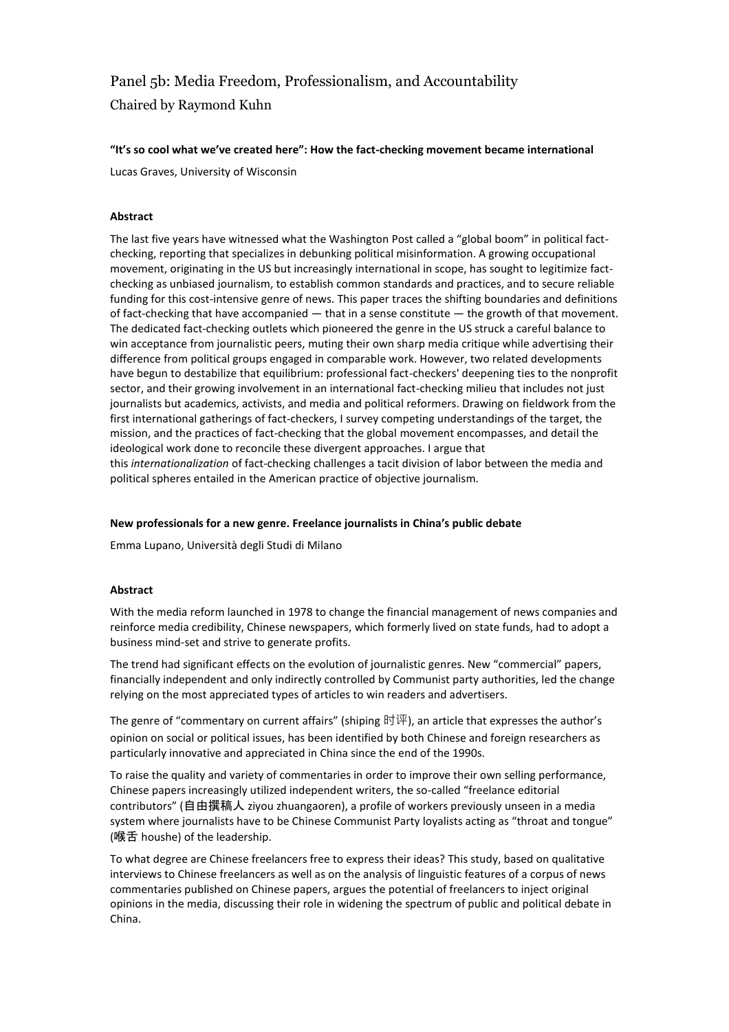# Panel 5b: Media Freedom, Professionalism, and Accountability

Chaired by Raymond Kuhn

**"It's so cool what we've created here": How the fact-checking movement became international**

Lucas Graves, University of Wisconsin

**Abstract**

The last five years have witnessed what the Washington Post called a "global boom" in political fact-checking, reporting that specializes in debunking political misinformation. A growing occupational movement, originating in the US but increasingly international in scope, has sought to legitimize fact-checking as unbiased journalism, to establish common standards and practices, and to secure reliable funding for this cost-intensive genre of news. This paper traces the shifting boundaries and definitions of fact-checking that have accompanied — that in a sense constitute — the growth of that movement. The dedicated fact-checking outlets which pioneered the genre in the US struck a careful balance to win acceptance from journalistic peers, muting their own sharp media critique while advertising their difference from political groups engaged in comparable work. However, two related developments have begun to destabilize that equilibrium: professional fact-checkers' deepening ties to the nonprofit sector, and their growing involvement in an international fact-checking milieu that includes not just journalists but academics, activists, and media and political reformers. Drawing on fieldwork from the first international gatherings of fact-checkers, I survey competing understandings of the target, the mission, and the practices of fact-checking that the global movement encompasses, and detail the ideological work done to reconcile these divergent approaches. I argue that this *internationalization* of fact-checking challenges a tacit division of labor between the media and political spheres entailed in the American practice of objective journalism.

**New professionals for a new genre. Freelance journalists in China's public debate**

Emma Lupano, Università degli Studi di Milano

**Abstract**

With the media reform launched in 1978 to change the financial management of news companies and reinforce media credibility, Chinese newspapers, which formerly lived on state funds, had to adopt a business mind-set and strive to generate profits.

The trend had significant effects on the evolution of journalistic genres. New "commercial" papers, financially independent and only indirectly controlled by Communist party authorities, led the change relying on the most appreciated types of articles to win readers and advertisers.

The genre of "commentary on current affairs" (shiping 时评), an article that expresses the author's opinion on social or political issues, has been identified by both Chinese and foreign researchers as particularly innovative and appreciated in China since the end of the 1990s.

To raise the quality and variety of commentaries in order to improve their own selling performance, Chinese papers increasingly utilized independent writers, the so-called "freelance editorial contributors" (自由撰稿人 ziyou zhuangaoren), a profile of workers previously unseen in a media system where journalists have to be Chinese Communist Party loyalists acting as "throat and tongue" (喉舌 houshe) of the leadership.

To what degree are Chinese freelancers free to express their ideas? This study, based on qualitative interviews to Chinese freelancers as well as on the analysis of linguistic features of a corpus of news commentaries published on Chinese papers, argues the potential of freelancers to inject original opinions in the media, discussing their role in widening the spectrum of public and political debate in China.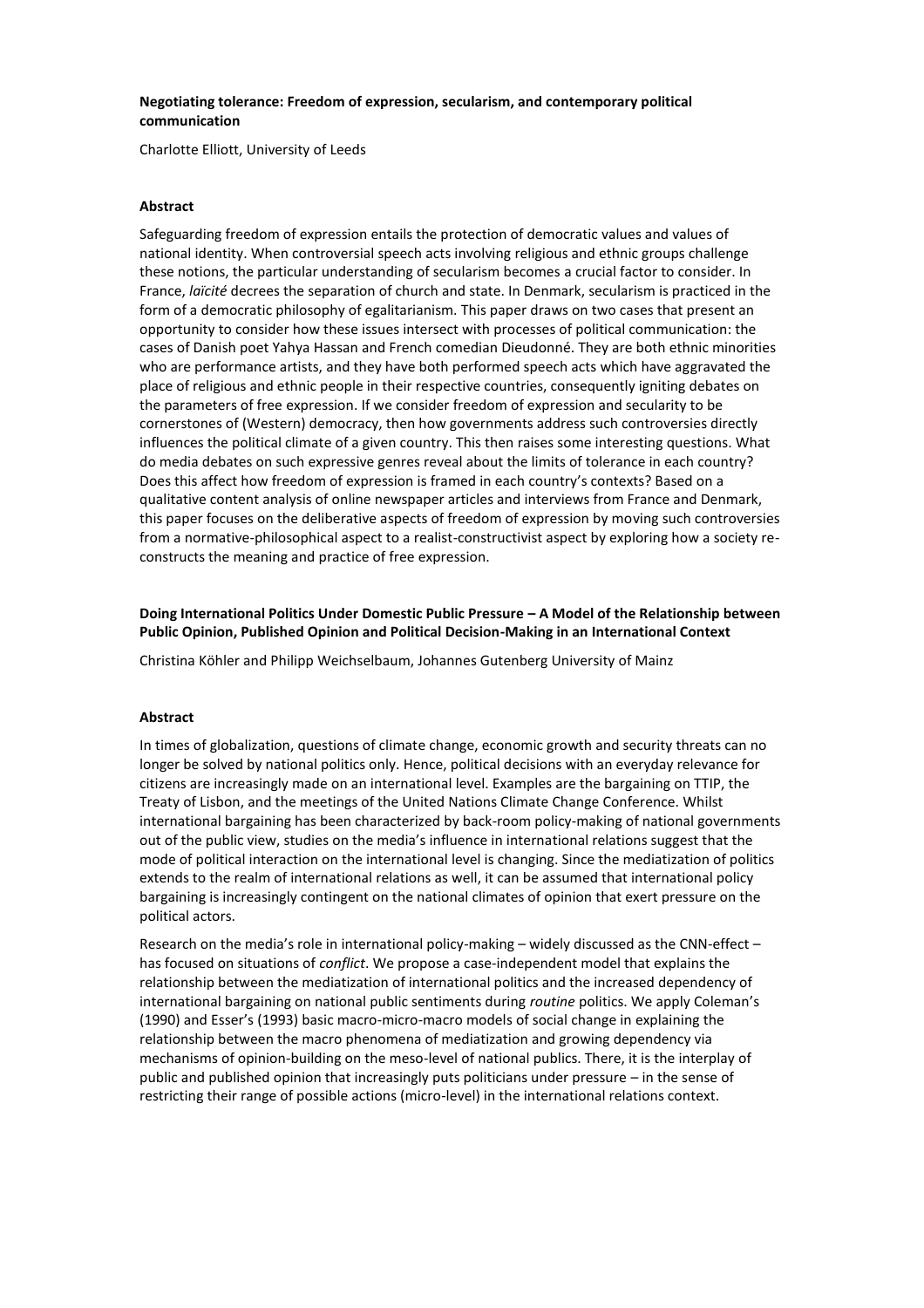**Negotiating tolerance: Freedom of expression, secularism, and contemporary political communication**

Charlotte Elliott, University of Leeds

**Abstract**

Safeguarding freedom of expression entails the protection of democratic values and values of national identity. When controversial speech acts involving religious and ethnic groups challenge these notions, the particular understanding of secularism becomes a crucial factor to consider. In France, *laïcité* decrees the separation of church and state. In Denmark, secularism is practiced in the form of a democratic philosophy of egalitarianism. This paper draws on two cases that present an opportunity to consider how these issues intersect with processes of political communication: the cases of Danish poet Yahya Hassan and French comedian Dieudonné. They are both ethnic minorities who are performance artists, and they have both performed speech acts which have aggravated the place of religious and ethnic people in their respective countries, consequently igniting debates on the parameters of free expression. If we consider freedom of expression and secularity to be cornerstones of (Western) democracy, then how governments address such controversies directly influences the political climate of a given country. This then raises some interesting questions. What do media debates on such expressive genres reveal about the limits of tolerance in each country? Does this affect how freedom of expression is framed in each country's contexts? Based on a qualitative content analysis of online newspaper articles and interviews from France and Denmark, this paper focuses on the deliberative aspects of freedom of expression by moving such controversies from a normative-philosophical aspect to a realist-constructivist aspect by exploring how a society re-constructs the meaning and practice of free expression.

**Doing International Politics Under Domestic Public Pressure – A Model of the Relationship between Public Opinion, Published Opinion and Political Decision-Making in an International Context**

Christina Köhler and Philipp Weichselbaum, Johannes Gutenberg University of Mainz

**Abstract**

In times of globalization, questions of climate change, economic growth and security threats can no longer be solved by national politics only. Hence, political decisions with an everyday relevance for citizens are increasingly made on an international level. Examples are the bargaining on TTIP, the Treaty of Lisbon, and the meetings of the United Nations Climate Change Conference. Whilst international bargaining has been characterized by back-room policy-making of national governments out of the public view, studies on the media's influence in international relations suggest that the mode of political interaction on the international level is changing. Since the mediatization of politics extends to the realm of international relations as well, it can be assumed that international policy bargaining is increasingly contingent on the national climates of opinion that exert pressure on the political actors.

Research on the media's role in international policy-making – widely discussed as the CNN-effect – has focused on situations of *conflict*. We propose a case-independent model that explains the relationship between the mediatization of international politics and the increased dependency of international bargaining on national public sentiments during *routine* politics. We apply Coleman's (1990) and Esser's (1993) basic macro-micro-macro models of social change in explaining the relationship between the macro phenomena of mediatization and growing dependency via mechanisms of opinion-building on the meso-level of national publics. There, it is the interplay of public and published opinion that increasingly puts politicians under pressure – in the sense of restricting their range of possible actions (micro-level) in the international relations context.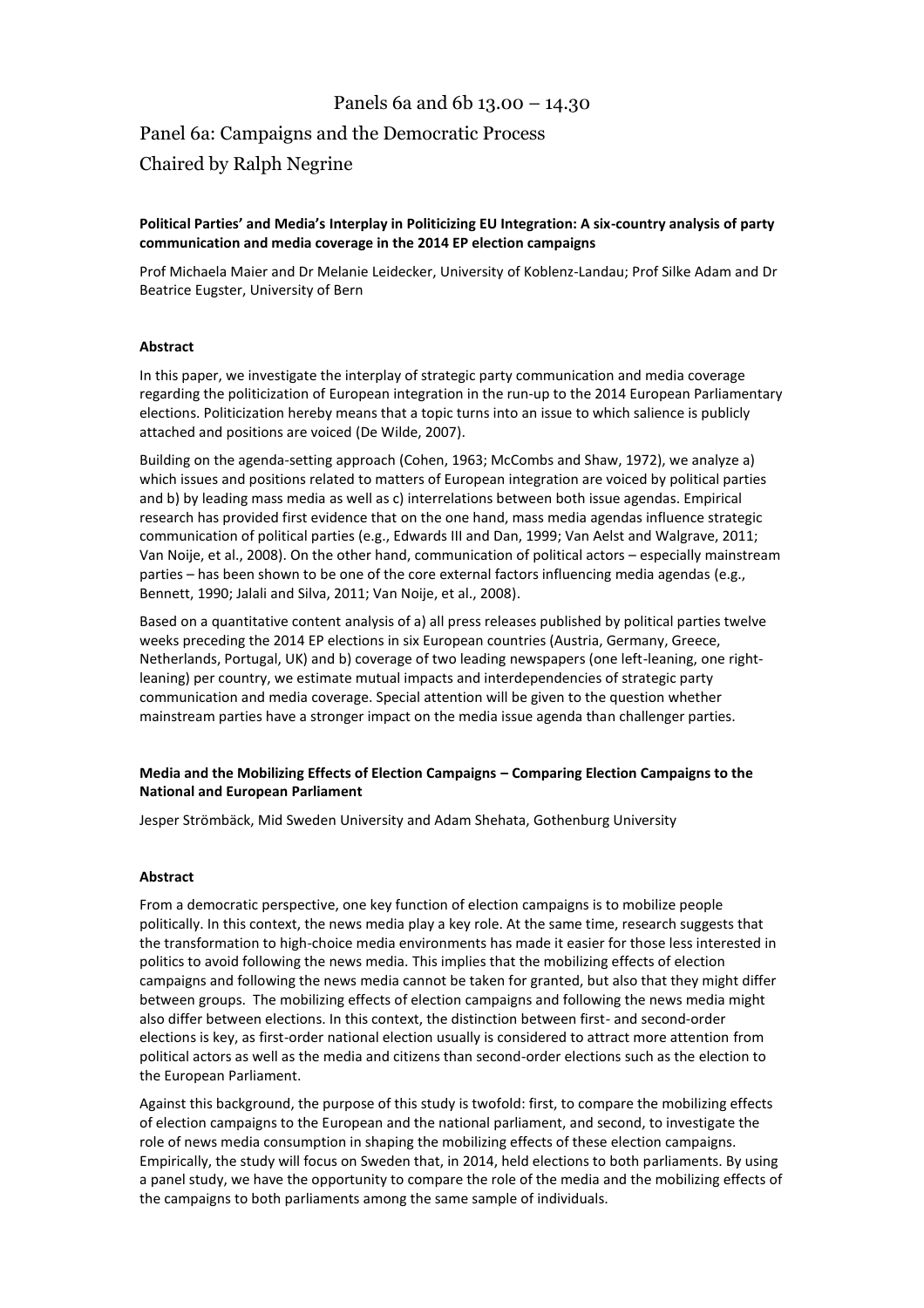# Panels 6a and 6b 13.00 – 14.30

## Panel 6a: Campaigns and the Democratic Process

## Chaired by Ralph Negrine

**Political Parties' and Media's Interplay in Politicizing EU Integration: A six-country analysis of party communication and media coverage in the 2014 EP election campaigns**

Prof Michaela Maier and Dr Melanie Leidecker, University of Koblenz-Landau; Prof Silke Adam and Dr Beatrice Eugster, University of Bern

**Abstract**

In this paper, we investigate the interplay of strategic party communication and media coverage regarding the politicization of European integration in the run-up to the 2014 European Parliamentary elections. Politicization hereby means that a topic turns into an issue to which salience is publicly attached and positions are voiced (De Wilde, 2007).

Building on the agenda-setting approach (Cohen, 1963; McCombs and Shaw, 1972), we analyze a) which issues and positions related to matters of European integration are voiced by political parties and b) by leading mass media as well as c) interrelations between both issue agendas. Empirical research has provided first evidence that on the one hand, mass media agendas influence strategic communication of political parties (e.g., Edwards III and Dan, 1999; Van Aelst and Walgrave, 2011; Van Noije, et al., 2008). On the other hand, communication of political actors – especially mainstream parties – has been shown to be one of the core external factors influencing media agendas (e.g., Bennett, 1990; Jalali and Silva, 2011; Van Noije, et al., 2008).

Based on a quantitative content analysis of a) all press releases published by political parties twelve weeks preceding the 2014 EP elections in six European countries (Austria, Germany, Greece, Netherlands, Portugal, UK) and b) coverage of two leading newspapers (one left-leaning, one right-leaning) per country, we estimate mutual impacts and interdependencies of strategic party communication and media coverage. Special attention will be given to the question whether mainstream parties have a stronger impact on the media issue agenda than challenger parties.

**Media and the Mobilizing Effects of Election Campaigns – Comparing Election Campaigns to the National and European Parliament**

Jesper Strömbäck, Mid Sweden University and Adam Shehata, Gothenburg University

**Abstract**

From a democratic perspective, one key function of election campaigns is to mobilize people politically. In this context, the news media play a key role. At the same time, research suggests that the transformation to high-choice media environments has made it easier for those less interested in politics to avoid following the news media. This implies that the mobilizing effects of election campaigns and following the news media cannot be taken for granted, but also that they might differ between groups. The mobilizing effects of election campaigns and following the news media might also differ between elections. In this context, the distinction between first- and second-order elections is key, as first-order national election usually is considered to attract more attention from political actors as well as the media and citizens than second-order elections such as the election to the European Parliament.

Against this background, the purpose of this study is twofold: first, to compare the mobilizing effects of election campaigns to the European and the national parliament, and second, to investigate the role of news media consumption in shaping the mobilizing effects of these election campaigns. Empirically, the study will focus on Sweden that, in 2014, held elections to both parliaments. By using a panel study, we have the opportunity to compare the role of the media and the mobilizing effects of the campaigns to both parliaments among the same sample of individuals.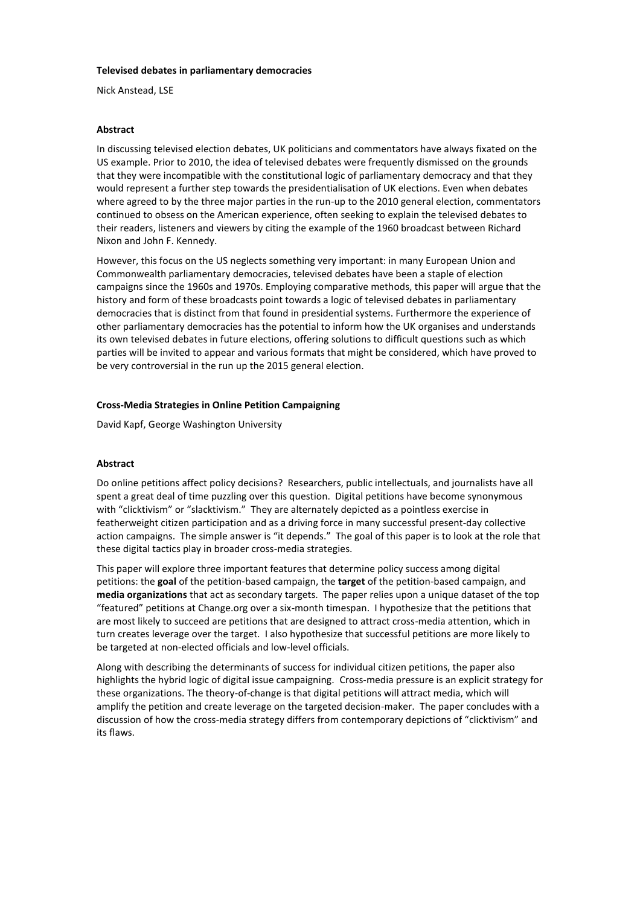**Televised debates in parliamentary democracies**

Nick Anstead, LSE

**Abstract**

In discussing televised election debates, UK politicians and commentators have always fixated on the US example. Prior to 2010, the idea of televised debates were frequently dismissed on the grounds that they were incompatible with the constitutional logic of parliamentary democracy and that they would represent a further step towards the presidentialisation of UK elections. Even when debates where agreed to by the three major parties in the run-up to the 2010 general election, commentators continued to obsess on the American experience, often seeking to explain the televised debates to their readers, listeners and viewers by citing the example of the 1960 broadcast between Richard Nixon and John F. Kennedy.

However, this focus on the US neglects something very important: in many European Union and Commonwealth parliamentary democracies, televised debates have been a staple of election campaigns since the 1960s and 1970s. Employing comparative methods, this paper will argue that the history and form of these broadcasts point towards a logic of televised debates in parliamentary democracies that is distinct from that found in presidential systems. Furthermore the experience of other parliamentary democracies has the potential to inform how the UK organises and understands its own televised debates in future elections, offering solutions to difficult questions such as which parties will be invited to appear and various formats that might be considered, which have proved to be very controversial in the run up the 2015 general election.

**Cross-Media Strategies in Online Petition Campaigning**

David Kapf, George Washington University

**Abstract**

Do online petitions affect policy decisions? Researchers, public intellectuals, and journalists have all spent a great deal of time puzzling over this question. Digital petitions have become synonymous with "clicktivism" or "slacktivism." They are alternately depicted as a pointless exercise in featherweight citizen participation and as a driving force in many successful present-day collective action campaigns. The simple answer is "it depends." The goal of this paper is to look at the role that these digital tactics play in broader cross-media strategies.

This paper will explore three important features that determine policy success among digital petitions: the **goal** of the petition-based campaign, the **target** of the petition-based campaign, and **media organizations** that act as secondary targets. The paper relies upon a unique dataset of the top "featured" petitions at Change.org over a six-month timespan. I hypothesize that the petitions that are most likely to succeed are petitions that are designed to attract cross-media attention, which in turn creates leverage over the target. I also hypothesize that successful petitions are more likely to be targeted at non-elected officials and low-level officials.

Along with describing the determinants of success for individual citizen petitions, the paper also highlights the hybrid logic of digital issue campaigning. Cross-media pressure is an explicit strategy for these organizations. The theory-of-change is that digital petitions will attract media, which will amplify the petition and create leverage on the targeted decision-maker. The paper concludes with a discussion of how the cross-media strategy differs from contemporary depictions of "clicktivism" and its flaws.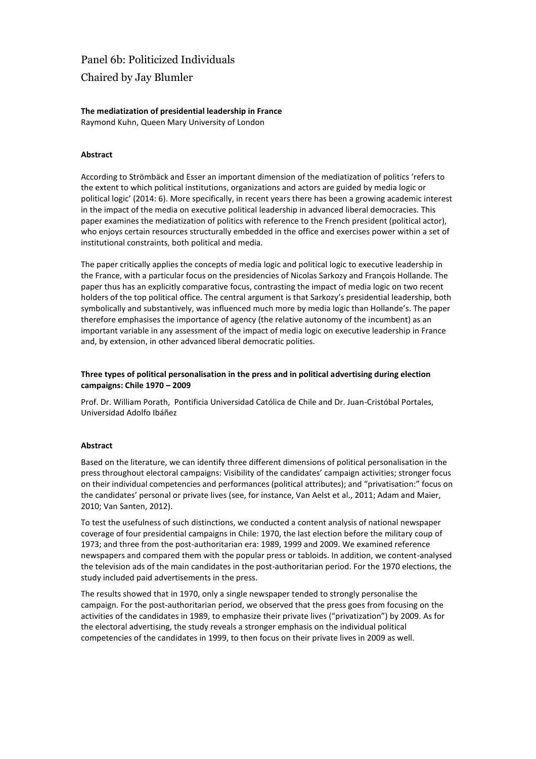# Panel 6b: Politicized Individuals

## Chaired by Jay Blumler

**The mediatization of presidential leadership in France**

Raymond Kuhn, Queen Mary University of London

**Abstract**

According to Strömbäck and Esser an important dimension of the mediatization of politics 'refers to the extent to which political institutions, organizations and actors are guided by media logic or political logic' (2014: 6). More specifically, in recent years there has been a growing academic interest in the impact of the media on executive political leadership in advanced liberal democracies. This paper examines the mediatization of politics with reference to the French president (political actor), who enjoys certain resources structurally embedded in the office and exercises power within a set of institutional constraints, both political and media.

The paper critically applies the concepts of media logic and political logic to executive leadership in the France, with a particular focus on the presidencies of Nicolas Sarkozy and François Hollande. The paper thus has an explicitly comparative focus, contrasting the impact of media logic on two recent holders of the top political office. The central argument is that Sarkozy's presidential leadership, both symbolically and substantively, was influenced much more by media logic than Hollande's. The paper therefore emphasises the importance of agency (the relative autonomy of the incumbent) as an important variable in any assessment of the impact of media logic on executive leadership in France and, by extension, in other advanced liberal democratic polities.

**Three types of political personalisation in the press and in political advertising during election campaigns: Chile 1970 – 2009**

Prof. Dr. William Porath, Pontificia Universidad Católica de Chile and Dr. Juan-Cristóbal Portales, Universidad Adolfo Ibáñez

**Abstract**

Based on the literature, we can identify three different dimensions of political personalisation in the press throughout electoral campaigns: Visibility of the candidates' campaign activities; stronger focus on their individual competencies and performances (political attributes); and "privatisation:" focus on the candidates' personal or private lives (see, for instance, Van Aelst et al., 2011; Adam and Maier, 2010; Van Santen, 2012).

To test the usefulness of such distinctions, we conducted a content analysis of national newspaper coverage of four presidential campaigns in Chile: 1970, the last election before the military coup of 1973; and three from the post-authoritarian era: 1989, 1999 and 2009. We examined reference newspapers and compared them with the popular press or tabloids. In addition, we content-analysed the television ads of the main candidates in the post-authoritarian period. For the 1970 elections, the study included paid advertisements in the press.

The results showed that in 1970, only a single newspaper tended to strongly personalise the campaign. For the post-authoritarian period, we observed that the press goes from focusing on the activities of the candidates in 1989, to emphasize their private lives ("privatization") by 2009. As for the electoral advertising, the study reveals a stronger emphasis on the individual political competencies of the candidates in 1999, to then focus on their private lives in 2009 as well.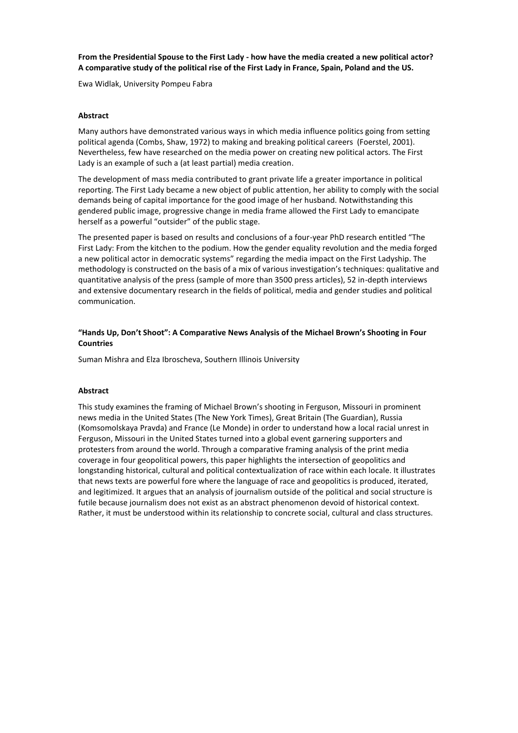**From the Presidential Spouse to the First Lady - how have the media created a new political actor? A comparative study of the political rise of the First Lady in France, Spain, Poland and the US.**

Ewa Widlak, University Pompeu Fabra

**Abstract**

Many authors have demonstrated various ways in which media influence politics going from setting political agenda (Combs, Shaw, 1972) to making and breaking political careers (Foerstel, 2001). Nevertheless, few have researched on the media power on creating new political actors. The First Lady is an example of such a (at least partial) media creation.

The development of mass media contributed to grant private life a greater importance in political reporting. The First Lady became a new object of public attention, her ability to comply with the social demands being of capital importance for the good image of her husband. Notwithstanding this gendered public image, progressive change in media frame allowed the First Lady to emancipate herself as a powerful "outsider" of the public stage.

The presented paper is based on results and conclusions of a four-year PhD research entitled "The First Lady: From the kitchen to the podium. How the gender equality revolution and the media forged a new political actor in democratic systems" regarding the media impact on the First Ladyship. The methodology is constructed on the basis of a mix of various investigation's techniques: qualitative and quantitative analysis of the press (sample of more than 3500 press articles), 52 in-depth interviews and extensive documentary research in the fields of political, media and gender studies and political communication.

**"Hands Up, Don't Shoot": A Comparative News Analysis of the Michael Brown's Shooting in Four Countries**

Suman Mishra and Elza Ibroscheva, Southern Illinois University

**Abstract**

This study examines the framing of Michael Brown's shooting in Ferguson, Missouri in prominent news media in the United States (The New York Times), Great Britain (The Guardian), Russia (Komsomolskaya Pravda) and France (Le Monde) in order to understand how a local racial unrest in Ferguson, Missouri in the United States turned into a global event garnering supporters and protesters from around the world. Through a comparative framing analysis of the print media coverage in four geopolitical powers, this paper highlights the intersection of geopolitics and longstanding historical, cultural and political contextualization of race within each locale. It illustrates that news texts are powerful fore where the language of race and geopolitics is produced, iterated, and legitimized. It argues that an analysis of journalism outside of the political and social structure is futile because journalism does not exist as an abstract phenomenon devoid of historical context. Rather, it must be understood within its relationship to concrete social, cultural and class structures.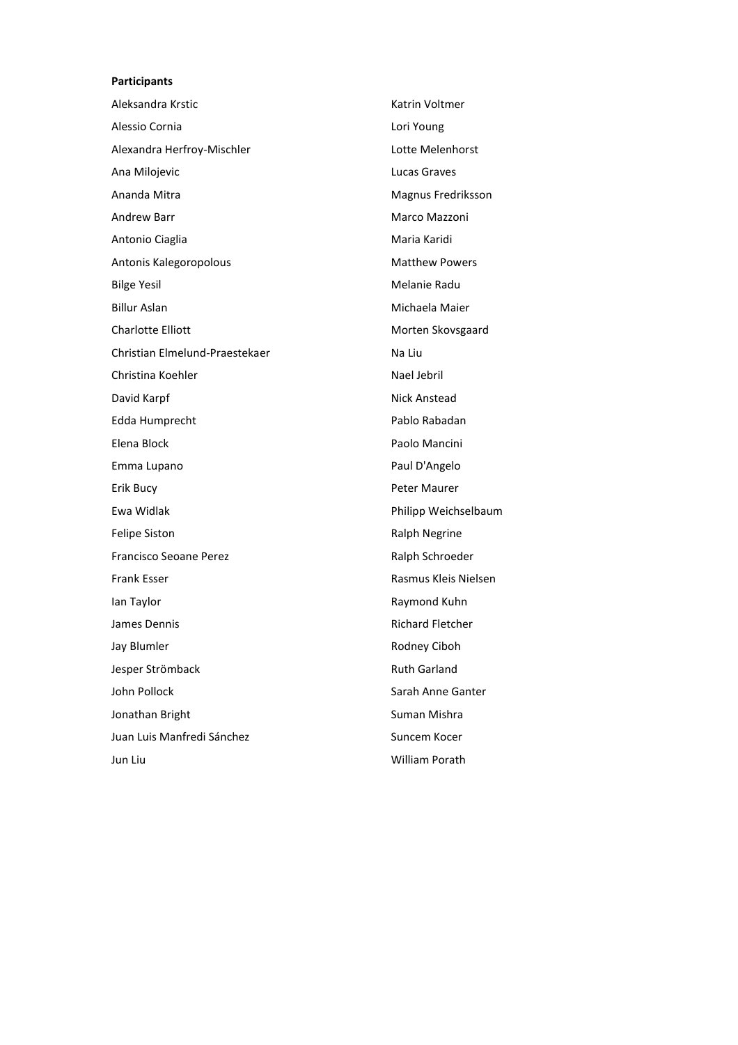**Participants**

Aleksandra Krstic

Alessio Cornia

Alexandra Herfroy-Mischler

Ana Milojevic

Ananda Mitra

Andrew Barr

Antonio Ciaglia

Antonis Kalegoropolous

Bilge Yesil

Billur Aslan

Charlotte Elliott

Christian Elmelund-Praestekaer

Christina Koehler

David Karpf

Edda Humprecht

Elena Block

Emma Lupano

Erik Bucy

Ewa Widlak

Felipe Siston

Francisco Seoane Perez

Frank Esser

Ian Taylor

James Dennis

Jay Blumler

Jesper Strömback

John Pollock

Jonathan Bright

Juan Luis Manfredi Sánchez

Jun Liu

Katrin Voltmer

Lori Young

Lotte Melenhorst

Lucas Graves

Magnus Fredriksson

Marco Mazzoni

Maria Karidi

Matthew Powers

Melanie Radu

Michaela Maier

Morten Skovsgaard

Na Liu

Nael Jebril

Nick Anstead

Pablo Rabadan

Paolo Mancini

Paul D'Angelo

Peter Maurer

Philipp Weichselbaum

Ralph Negrine

Ralph Schroeder

Rasmus Kleis Nielsen

Raymond Kuhn

Richard Fletcher

Rodney Ciboh

Ruth Garland

Sarah Anne Ganter

Suman Mishra

Suncem Kocer

William Porath